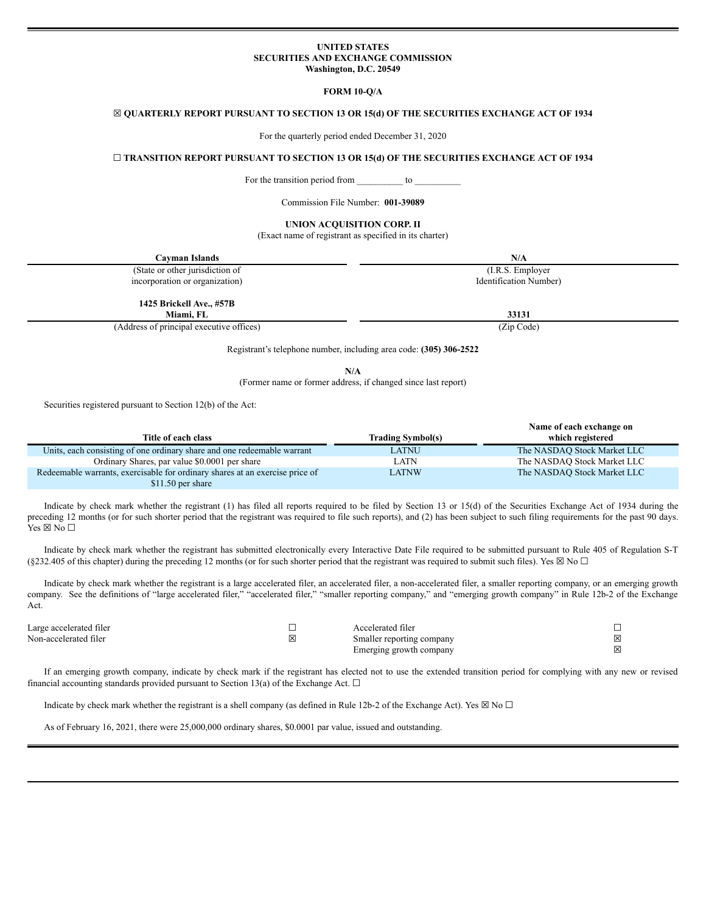**UNITED STATES**
**SECURITIES AND EXCHANGE COMMISSION**
**Washington, D.C. 20549**

**FORM 10-Q/A**

☒ **QUARTERLY REPORT PURSUANT TO SECTION 13 OR 15(d) OF THE SECURITIES EXCHANGE ACT OF 1934**

For the quarterly period ended December 31, 2020

☐ **TRANSITION REPORT PURSUANT TO SECTION 13 OR 15(d) OF THE SECURITIES EXCHANGE ACT OF 1934**

For the transition period from __________ to __________

Commission File Number: **001-39089**

**UNION ACQUISITION CORP. II**
(Exact name of registrant as specified in its charter)

| **Cayman Islands** | **N/A** |
|---|---|
| (State or other jurisdiction of incorporation or organization) | (I.R.S. Employer Identification Number) |
| **1425 Brickell Ave., #57B Miami, FL** | **33131** |
| (Address of principal executive offices) | (Zip Code) |

Registrant's telephone number, including area code: **(305) 306-2522**

**N/A**
(Former name or former address, if changed since last report)

Securities registered pursuant to Section 12(b) of the Act:

| Title of each class | Trading Symbol(s) | Name of each exchange on which registered |
|---|---|---|
| Units, each consisting of one ordinary share and one redeemable warrant | LATNU | The NASDAQ Stock Market LLC |
| Ordinary Shares, par value $0.0001 per share | LATN | The NASDAQ Stock Market LLC |
| Redeemable warrants, exercisable for ordinary shares at an exercise price of $11.50 per share | LATNW | The NASDAQ Stock Market LLC |

Indicate by check mark whether the registrant (1) has filed all reports required to be filed by Section 13 or 15(d) of the Securities Exchange Act of 1934 during the preceding 12 months (or for such shorter period that the registrant was required to file such reports), and (2) has been subject to such filing requirements for the past 90 days. Yes ☒ No ☐

Indicate by check mark whether the registrant has submitted electronically every Interactive Date File required to be submitted pursuant to Rule 405 of Regulation S-T (§232.405 of this chapter) during the preceding 12 months (or for such shorter period that the registrant was required to submit such files). Yes ☒ No ☐

Indicate by check mark whether the registrant is a large accelerated filer, an accelerated filer, a non-accelerated filer, a smaller reporting company, or an emerging growth company. See the definitions of "large accelerated filer," "accelerated filer," "smaller reporting company," and "emerging growth company" in Rule 12b-2 of the Exchange Act.

| | | | |
|---|---|---|---|
| Large accelerated filer | ☐ | Accelerated filer | ☐ |
| Non-accelerated filer | ☒ | Smaller reporting company | ☒ |
| | | Emerging growth company | ☒ |

If an emerging growth company, indicate by check mark if the registrant has elected not to use the extended transition period for complying with any new or revised financial accounting standards provided pursuant to Section 13(a) of the Exchange Act. ☐

Indicate by check mark whether the registrant is a shell company (as defined in Rule 12b-2 of the Exchange Act). Yes ☒ No ☐

As of February 16, 2021, there were 25,000,000 ordinary shares, $0.0001 par value, issued and outstanding.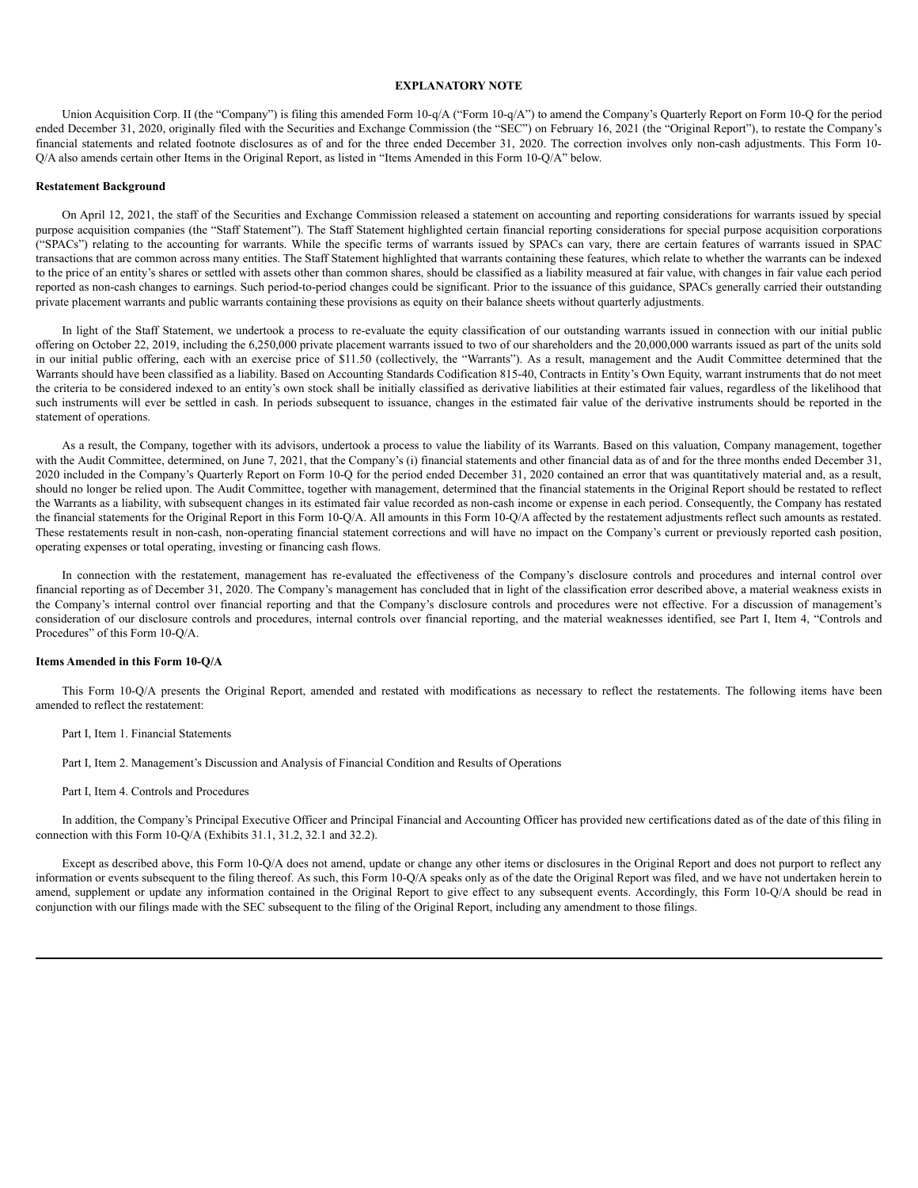# EXPLANATORY NOTE

Union Acquisition Corp. II (the "Company") is filing this amended Form 10-q/A ("Form 10-q/A") to amend the Company's Quarterly Report on Form 10-Q for the period ended December 31, 2020, originally filed with the Securities and Exchange Commission (the "SEC") on February 16, 2021 (the "Original Report"), to restate the Company's financial statements and related footnote disclosures as of and for the three ended December 31, 2020. The correction involves only non-cash adjustments. This Form 10-Q/A also amends certain other Items in the Original Report, as listed in "Items Amended in this Form 10-Q/A" below.

**Restatement Background**

On April 12, 2021, the staff of the Securities and Exchange Commission released a statement on accounting and reporting considerations for warrants issued by special purpose acquisition companies (the "Staff Statement"). The Staff Statement highlighted certain financial reporting considerations for special purpose acquisition corporations ("SPACs") relating to the accounting for warrants. While the specific terms of warrants issued by SPACs can vary, there are certain features of warrants issued in SPAC transactions that are common across many entities. The Staff Statement highlighted that warrants containing these features, which relate to whether the warrants can be indexed to the price of an entity's shares or settled with assets other than common shares, should be classified as a liability measured at fair value, with changes in fair value each period reported as non-cash changes to earnings. Such period-to-period changes could be significant. Prior to the issuance of this guidance, SPACs generally carried their outstanding private placement warrants and public warrants containing these provisions as equity on their balance sheets without quarterly adjustments.

In light of the Staff Statement, we undertook a process to re-evaluate the equity classification of our outstanding warrants issued in connection with our initial public offering on October 22, 2019, including the 6,250,000 private placement warrants issued to two of our shareholders and the 20,000,000 warrants issued as part of the units sold in our initial public offering, each with an exercise price of $11.50 (collectively, the "Warrants"). As a result, management and the Audit Committee determined that the Warrants should have been classified as a liability. Based on Accounting Standards Codification 815-40, Contracts in Entity's Own Equity, warrant instruments that do not meet the criteria to be considered indexed to an entity's own stock shall be initially classified as derivative liabilities at their estimated fair values, regardless of the likelihood that such instruments will ever be settled in cash. In periods subsequent to issuance, changes in the estimated fair value of the derivative instruments should be reported in the statement of operations.

As a result, the Company, together with its advisors, undertook a process to value the liability of its Warrants. Based on this valuation, Company management, together with the Audit Committee, determined, on June 7, 2021, that the Company's (i) financial statements and other financial data as of and for the three months ended December 31, 2020 included in the Company's Quarterly Report on Form 10-Q for the period ended December 31, 2020 contained an error that was quantitatively material and, as a result, should no longer be relied upon. The Audit Committee, together with management, determined that the financial statements in the Original Report should be restated to reflect the Warrants as a liability, with subsequent changes in its estimated fair value recorded as non-cash income or expense in each period. Consequently, the Company has restated the financial statements for the Original Report in this Form 10-Q/A. All amounts in this Form 10-Q/A affected by the restatement adjustments reflect such amounts as restated. These restatements result in non-cash, non-operating financial statement corrections and will have no impact on the Company's current or previously reported cash position, operating expenses or total operating, investing or financing cash flows.

In connection with the restatement, management has re-evaluated the effectiveness of the Company's disclosure controls and procedures and internal control over financial reporting as of December 31, 2020. The Company's management has concluded that in light of the classification error described above, a material weakness exists in the Company's internal control over financial reporting and that the Company's disclosure controls and procedures were not effective. For a discussion of management's consideration of our disclosure controls and procedures, internal controls over financial reporting, and the material weaknesses identified, see Part I, Item 4, "Controls and Procedures" of this Form 10-Q/A.

**Items Amended in this Form 10-Q/A**

This Form 10-Q/A presents the Original Report, amended and restated with modifications as necessary to reflect the restatements. The following items have been amended to reflect the restatement:

Part I, Item 1. Financial Statements

Part I, Item 2. Management's Discussion and Analysis of Financial Condition and Results of Operations

Part I, Item 4. Controls and Procedures

In addition, the Company's Principal Executive Officer and Principal Financial and Accounting Officer has provided new certifications dated as of the date of this filing in connection with this Form 10-Q/A (Exhibits 31.1, 31.2, 32.1 and 32.2).

Except as described above, this Form 10-Q/A does not amend, update or change any other items or disclosures in the Original Report and does not purport to reflect any information or events subsequent to the filing thereof. As such, this Form 10-Q/A speaks only as of the date the Original Report was filed, and we have not undertaken herein to amend, supplement or update any information contained in the Original Report to give effect to any subsequent events. Accordingly, this Form 10-Q/A should be read in conjunction with our filings made with the SEC subsequent to the filing of the Original Report, including any amendment to those filings.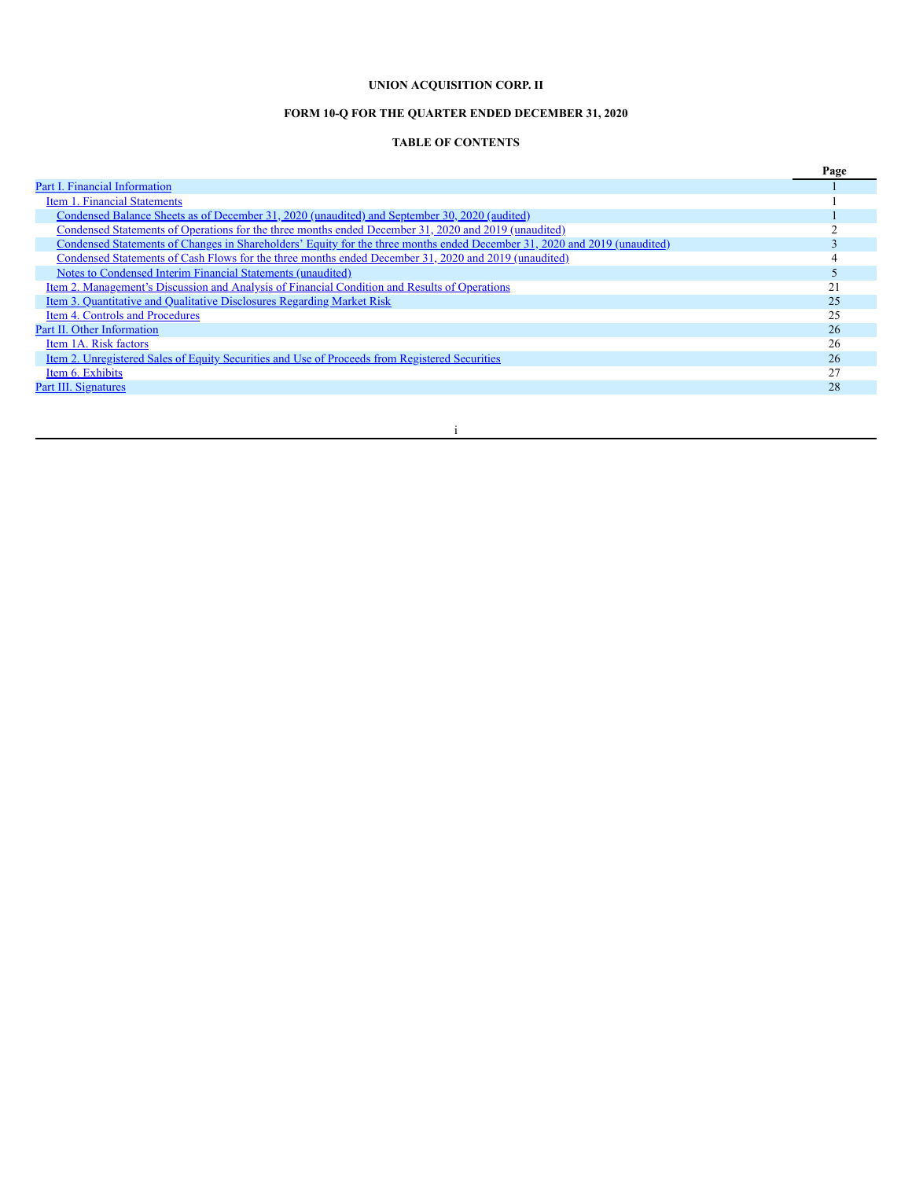**UNION ACQUISITION CORP. II**

**FORM 10-Q FOR THE QUARTER ENDED DECEMBER 31, 2020**

**TABLE OF CONTENTS**

| | Page |
|---|---|
| Part I. Financial Information | 1 |
| Item 1. Financial Statements | 1 |
| Condensed Balance Sheets as of December 31, 2020 (unaudited) and September 30, 2020 (audited) | 1 |
| Condensed Statements of Operations for the three months ended December 31, 2020 and 2019 (unaudited) | 2 |
| Condensed Statements of Changes in Shareholders' Equity for the three months ended December 31, 2020 and 2019 (unaudited) | 3 |
| Condensed Statements of Cash Flows for the three months ended December 31, 2020 and 2019 (unaudited) | 4 |
| Notes to Condensed Interim Financial Statements (unaudited) | 5 |
| Item 2. Management's Discussion and Analysis of Financial Condition and Results of Operations | 21 |
| Item 3. Quantitative and Qualitative Disclosures Regarding Market Risk | 25 |
| Item 4. Controls and Procedures | 25 |
| Part II. Other Information | 26 |
| Item 1A. Risk factors | 26 |
| Item 2. Unregistered Sales of Equity Securities and Use of Proceeds from Registered Securities | 26 |
| Item 6. Exhibits | 27 |
| Part III. Signatures | 28 |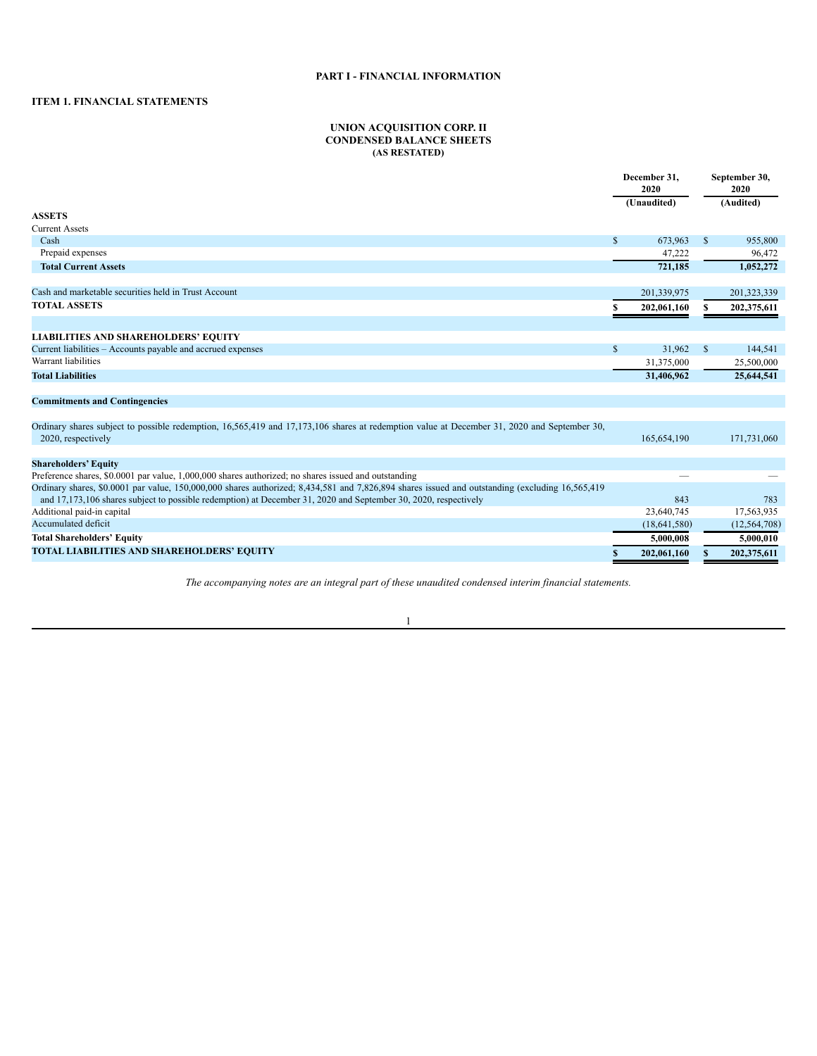# PART I - FINANCIAL INFORMATION

## ITEM 1. FINANCIAL STATEMENTS

### UNION ACQUISITION CORP. II
### CONDENSED BALANCE SHEETS
### (AS RESTATED)

| | December 31, 2020 | September 30, 2020 |
|---|---|---|
| | (Unaudited) | (Audited) |
| **ASSETS** | | |
| Current Assets | | |
| Cash | $ 673,963 | $ 955,800 |
| Prepaid expenses | 47,222 | 96,472 |
| **Total Current Assets** | **721,185** | **1,052,272** |
| | | |
| Cash and marketable securities held in Trust Account | 201,339,975 | 201,323,339 |
| **TOTAL ASSETS** | **$ 202,061,160** | **$ 202,375,611** |
| | | |
| **LIABILITIES AND SHAREHOLDERS' EQUITY** | | |
| Current liabilities – Accounts payable and accrued expenses | $ 31,962 | $ 144,541 |
| Warrant liabilities | 31,375,000 | 25,500,000 |
| **Total Liabilities** | **31,406,962** | **25,644,541** |
| | | |
| **Commitments and Contingencies** | | |
| | | |
| Ordinary shares subject to possible redemption, 16,565,419 and 17,173,106 shares at redemption value at December 31, 2020 and September 30, 2020, respectively | 165,654,190 | 171,731,060 |
| | | |
| **Shareholders' Equity** | | |
| Preference shares, $0.0001 par value, 1,000,000 shares authorized; no shares issued and outstanding | — | — |
| Ordinary shares, $0.0001 par value, 150,000,000 shares authorized; 8,434,581 and 7,826,894 shares issued and outstanding (excluding 16,565,419 and 17,173,106 shares subject to possible redemption) at December 31, 2020 and September 30, 2020, respectively | 843 | 783 |
| Additional paid-in capital | 23,640,745 | 17,563,935 |
| Accumulated deficit | (18,641,580) | (12,564,708) |
| **Total Shareholders' Equity** | **5,000,008** | **5,000,010** |
| **TOTAL LIABILITIES AND SHAREHOLDERS' EQUITY** | **$ 202,061,160** | **$ 202,375,611** |

*The accompanying notes are an integral part of these unaudited condensed interim financial statements.*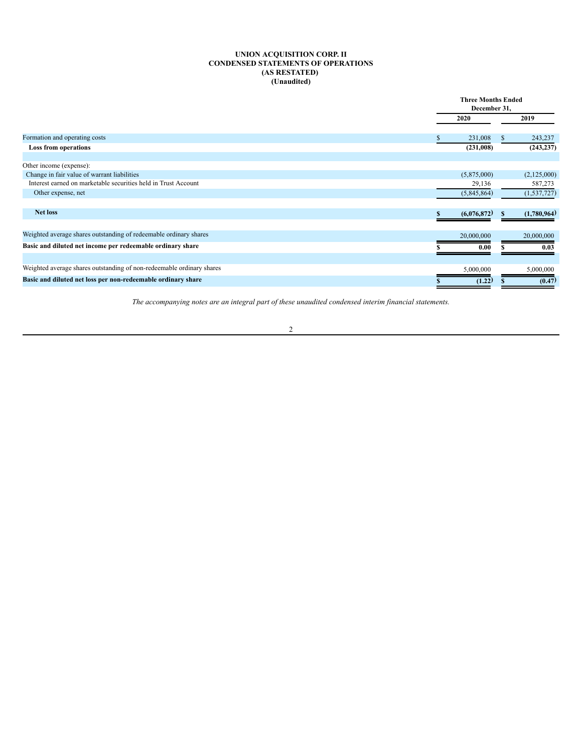**UNION ACQUISITION CORP. II**
**CONDENSED STATEMENTS OF OPERATIONS**
**(AS RESTATED)**
**(Unaudited)**

| | Three Months Ended December 31, | |
|---|---|---|
| | **2020** | **2019** |
| Formation and operating costs | $ 231,008 | $ 243,237 |
| **Loss from operations** | **(231,008)** | **(243,237)** |
| | | |
| Other income (expense): | | |
| Change in fair value of warrant liabilities | (5,875,000) | (2,125,000) |
| Interest earned on marketable securities held in Trust Account | 29,136 | 587,273 |
| Other expense, net | (5,845,864) | (1,537,727) |
| | | |
| **Net loss** | **$ (6,076,872)** | **$ (1,780,964)** |
| | | |
| Weighted average shares outstanding of redeemable ordinary shares | 20,000,000 | 20,000,000 |
| **Basic and diluted net income per redeemable ordinary share** | **$ 0.00** | **$ 0.03** |
| | | |
| Weighted average shares outstanding of non-redeemable ordinary shares | 5,000,000 | 5,000,000 |
| **Basic and diluted net loss per non-redeemable ordinary share** | **$ (1.22)** | **$ (0.47)** |

*The accompanying notes are an integral part of these unaudited condensed interim financial statements.*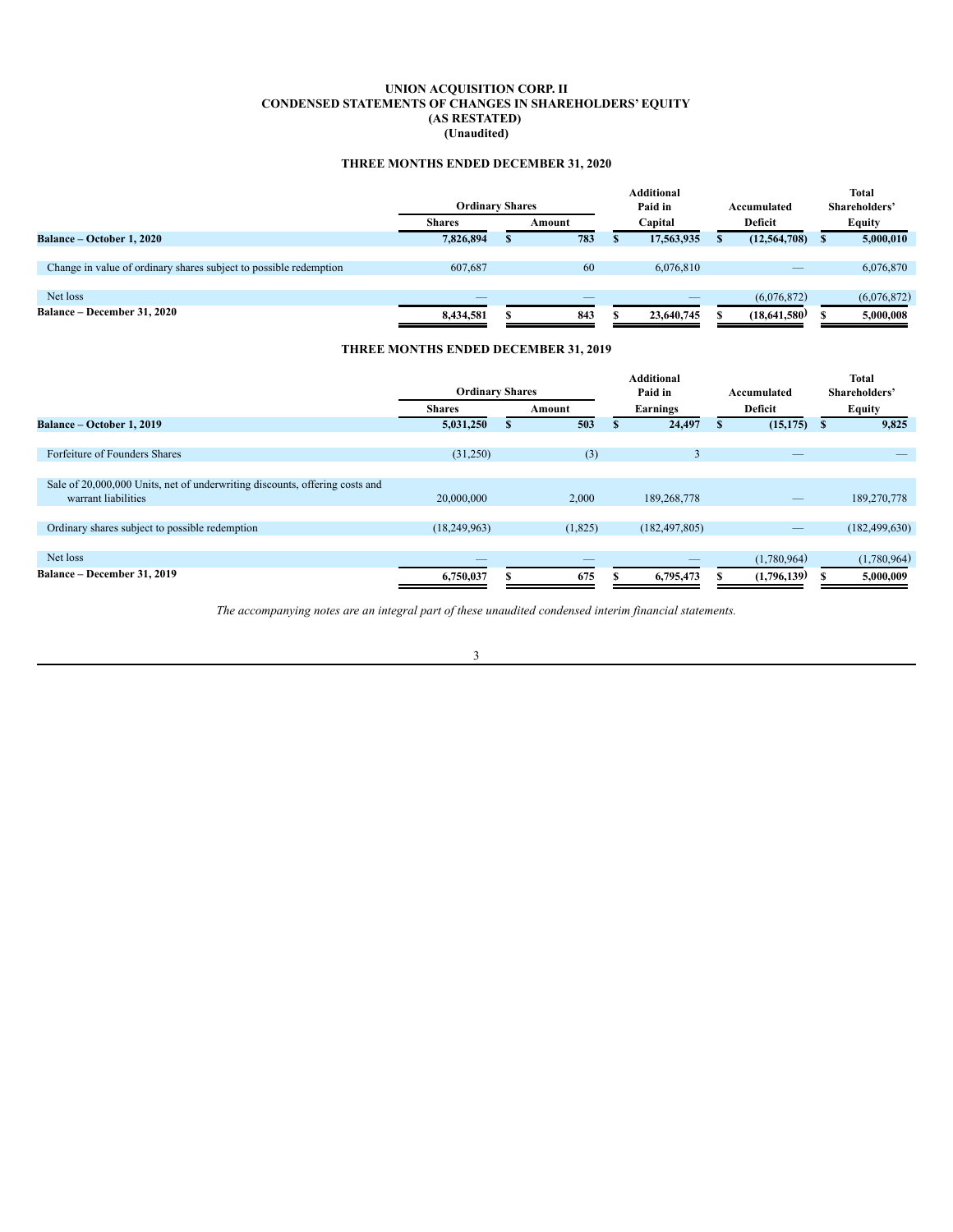# UNION ACQUISITION CORP. II
## CONDENSED STATEMENTS OF CHANGES IN SHAREHOLDERS' EQUITY
## (AS RESTATED)
## (Unaudited)

### THREE MONTHS ENDED DECEMBER 31, 2020

| | Ordinary Shares | | Additional Paid in | Accumulated | Total Shareholders' |
|---|---|---|---|---|---|
| | Shares | Amount | Capital | Deficit | Equity |
| **Balance – October 1, 2020** | **7,826,894** | **$ 783** | **$ 17,563,935** | **$ (12,564,708)** | **$ 5,000,010** |
| Change in value of ordinary shares subject to possible redemption | 607,687 | 60 | 6,076,810 | — | 6,076,870 |
| Net loss | — | — | — | (6,076,872) | (6,076,872) |
| **Balance – December 31, 2020** | **8,434,581** | **$ 843** | **$ 23,640,745** | **$ (18,641,580)** | **$ 5,000,008** |

### THREE MONTHS ENDED DECEMBER 31, 2019

| | Ordinary Shares | | Additional Paid in | Accumulated | Total Shareholders' |
|---|---|---|---|---|---|
| | Shares | Amount | Earnings | Deficit | Equity |
| **Balance – October 1, 2019** | **5,031,250** | **$ 503** | **$ 24,497** | **$ (15,175)** | **$ 9,825** |
| Forfeiture of Founders Shares | (31,250) | (3) | 3 | — | — |
| Sale of 20,000,000 Units, net of underwriting discounts, offering costs and warrant liabilities | 20,000,000 | 2,000 | 189,268,778 | — | 189,270,778 |
| Ordinary shares subject to possible redemption | (18,249,963) | (1,825) | (182,497,805) | — | (182,499,630) |
| Net loss | — | — | — | (1,780,964) | (1,780,964) |
| **Balance – December 31, 2019** | **6,750,037** | **$ 675** | **$ 6,795,473** | **$ (1,796,139)** | **$ 5,000,009** |

*The accompanying notes are an integral part of these unaudited condensed interim financial statements.*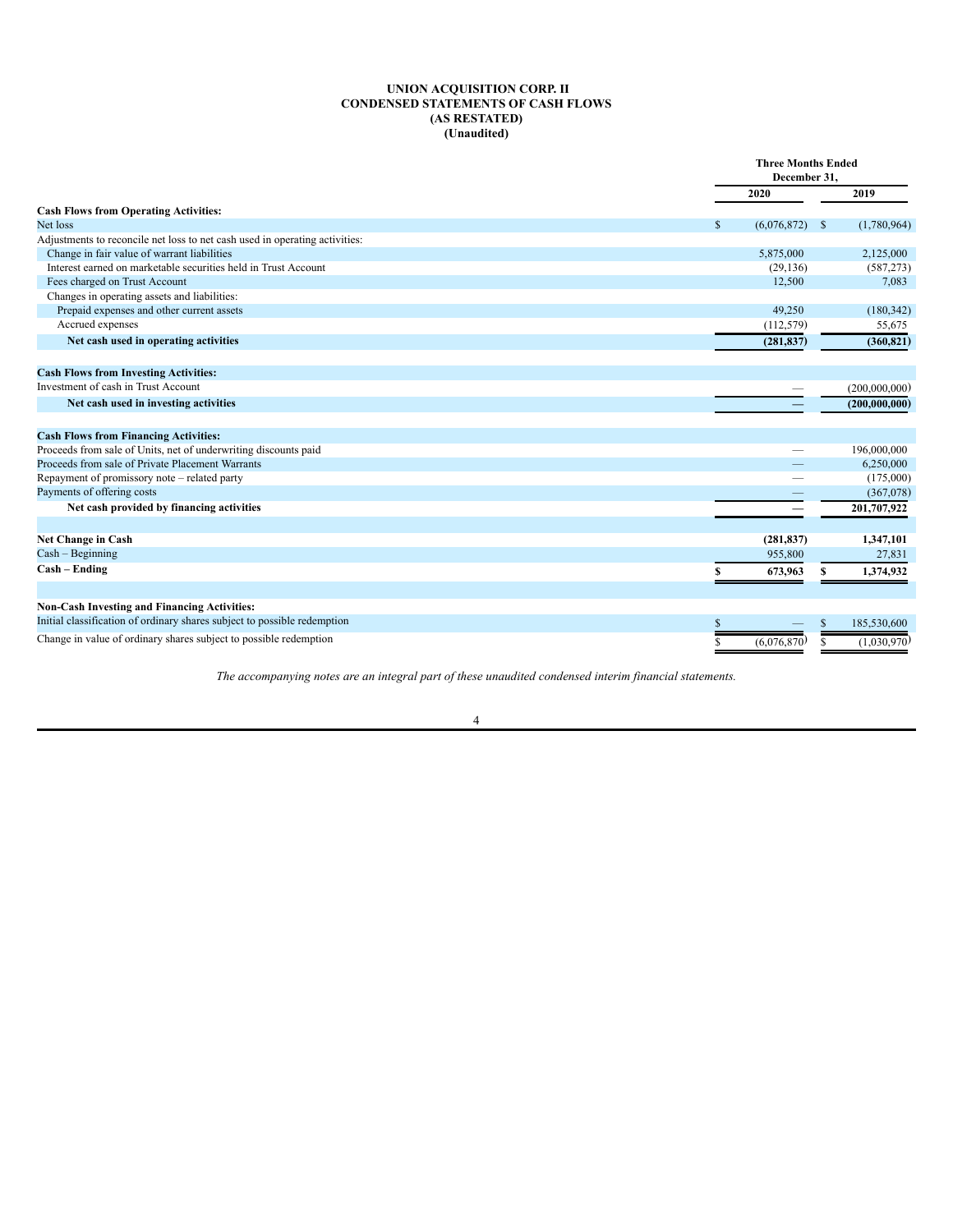# UNION ACQUISITION CORP. II
## CONDENSED STATEMENTS OF CASH FLOWS
## (AS RESTATED)
## (Unaudited)

| | Three Months Ended December 31, | |
|---|---|---|
| | 2020 | 2019 |
| **Cash Flows from Operating Activities:** | | |
| Net loss | $ (6,076,872) | $ (1,780,964) |
| Adjustments to reconcile net loss to net cash used in operating activities: | | |
| Change in fair value of warrant liabilities | 5,875,000 | 2,125,000 |
| Interest earned on marketable securities held in Trust Account | (29,136) | (587,273) |
| Fees charged on Trust Account | 12,500 | 7,083 |
| Changes in operating assets and liabilities: | | |
| Prepaid expenses and other current assets | 49,250 | (180,342) |
| Accrued expenses | (112,579) | 55,675 |
| **Net cash used in operating activities** | **(281,837)** | **(360,821)** |
| | | |
| **Cash Flows from Investing Activities:** | | |
| Investment of cash in Trust Account | — | (200,000,000) |
| **Net cash used in investing activities** | **—** | **(200,000,000)** |
| | | |
| **Cash Flows from Financing Activities:** | | |
| Proceeds from sale of Units, net of underwriting discounts paid | — | 196,000,000 |
| Proceeds from sale of Private Placement Warrants | — | 6,250,000 |
| Repayment of promissory note – related party | — | (175,000) |
| Payments of offering costs | — | (367,078) |
| **Net cash provided by financing activities** | **—** | **201,707,922** |
| | | |
| **Net Change in Cash** | **(281,837)** | **1,347,101** |
| Cash – Beginning | 955,800 | 27,831 |
| **Cash – Ending** | **$ 673,963** | **$ 1,374,932** |
| | | |
| **Non-Cash Investing and Financing Activities:** | | |
| Initial classification of ordinary shares subject to possible redemption | $ — | $ 185,530,600 |
| Change in value of ordinary shares subject to possible redemption | $ (6,076,870) | $ (1,030,970) |

*The accompanying notes are an integral part of these unaudited condensed interim financial statements.*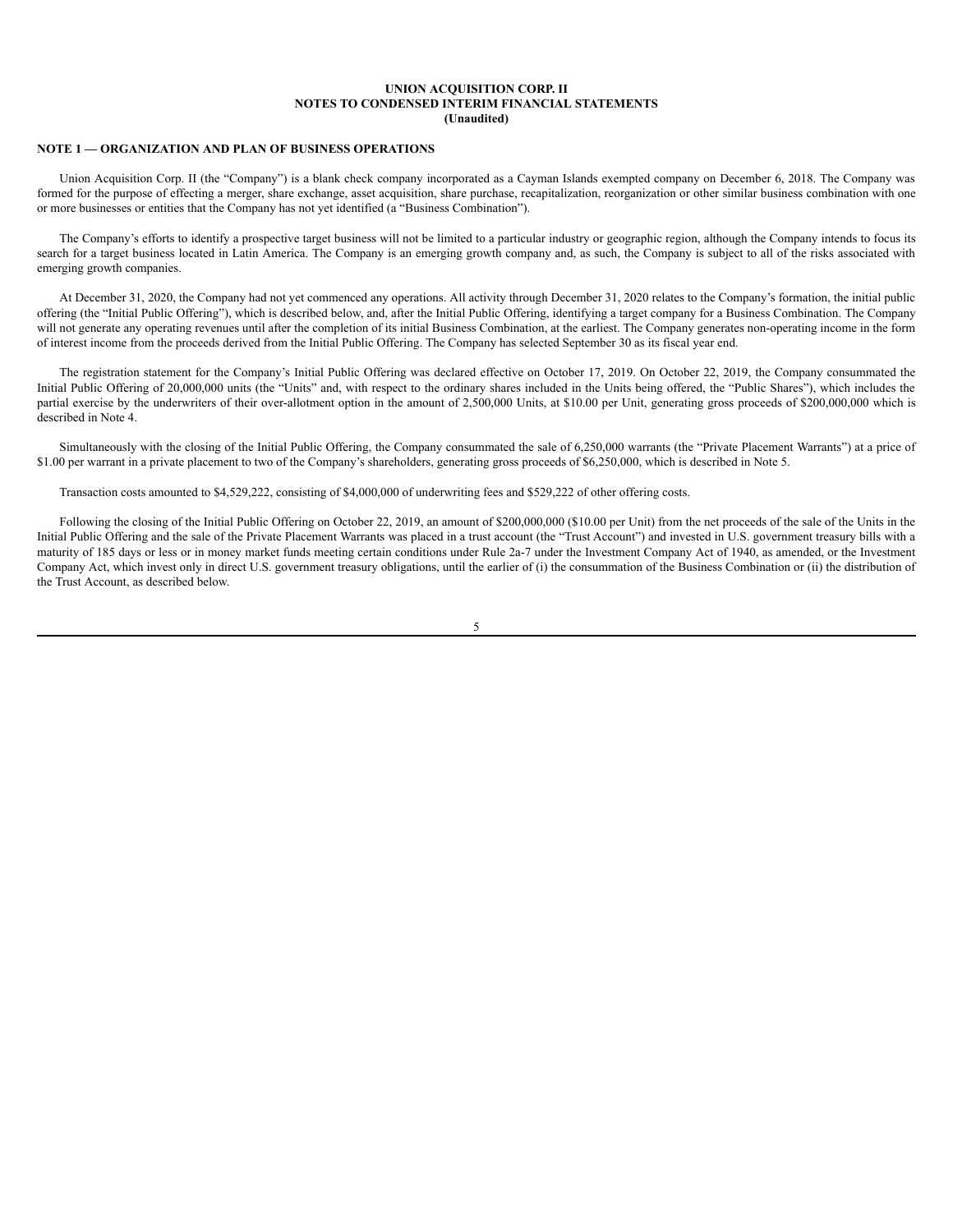**UNION ACQUISITION CORP. II**
**NOTES TO CONDENSED INTERIM FINANCIAL STATEMENTS**
**(Unaudited)**

## NOTE 1 — ORGANIZATION AND PLAN OF BUSINESS OPERATIONS

Union Acquisition Corp. II (the "Company") is a blank check company incorporated as a Cayman Islands exempted company on December 6, 2018. The Company was formed for the purpose of effecting a merger, share exchange, asset acquisition, share purchase, recapitalization, reorganization or other similar business combination with one or more businesses or entities that the Company has not yet identified (a "Business Combination").

The Company's efforts to identify a prospective target business will not be limited to a particular industry or geographic region, although the Company intends to focus its search for a target business located in Latin America. The Company is an emerging growth company and, as such, the Company is subject to all of the risks associated with emerging growth companies.

At December 31, 2020, the Company had not yet commenced any operations. All activity through December 31, 2020 relates to the Company's formation, the initial public offering (the "Initial Public Offering"), which is described below, and, after the Initial Public Offering, identifying a target company for a Business Combination. The Company will not generate any operating revenues until after the completion of its initial Business Combination, at the earliest. The Company generates non-operating income in the form of interest income from the proceeds derived from the Initial Public Offering. The Company has selected September 30 as its fiscal year end.

The registration statement for the Company's Initial Public Offering was declared effective on October 17, 2019. On October 22, 2019, the Company consummated the Initial Public Offering of 20,000,000 units (the "Units" and, with respect to the ordinary shares included in the Units being offered, the "Public Shares"), which includes the partial exercise by the underwriters of their over-allotment option in the amount of 2,500,000 Units, at $10.00 per Unit, generating gross proceeds of $200,000,000 which is described in Note 4.

Simultaneously with the closing of the Initial Public Offering, the Company consummated the sale of 6,250,000 warrants (the "Private Placement Warrants") at a price of $1.00 per warrant in a private placement to two of the Company's shareholders, generating gross proceeds of $6,250,000, which is described in Note 5.

Transaction costs amounted to $4,529,222, consisting of $4,000,000 of underwriting fees and $529,222 of other offering costs.

Following the closing of the Initial Public Offering on October 22, 2019, an amount of $200,000,000 ($10.00 per Unit) from the net proceeds of the sale of the Units in the Initial Public Offering and the sale of the Private Placement Warrants was placed in a trust account (the "Trust Account") and invested in U.S. government treasury bills with a maturity of 185 days or less or in money market funds meeting certain conditions under Rule 2a-7 under the Investment Company Act of 1940, as amended, or the Investment Company Act, which invest only in direct U.S. government treasury obligations, until the earlier of (i) the consummation of the Business Combination or (ii) the distribution of the Trust Account, as described below.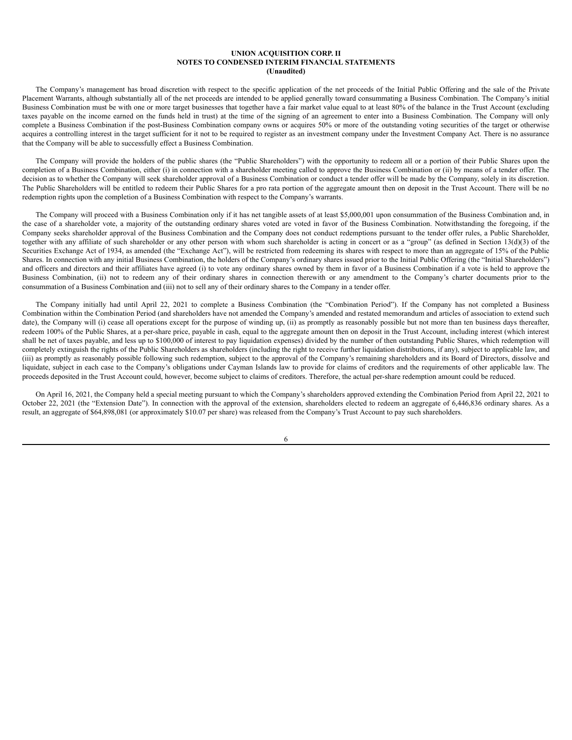**UNION ACQUISITION CORP. II**
**NOTES TO CONDENSED INTERIM FINANCIAL STATEMENTS**
**(Unaudited)**

The Company's management has broad discretion with respect to the specific application of the net proceeds of the Initial Public Offering and the sale of the Private Placement Warrants, although substantially all of the net proceeds are intended to be applied generally toward consummating a Business Combination. The Company's initial Business Combination must be with one or more target businesses that together have a fair market value equal to at least 80% of the balance in the Trust Account (excluding taxes payable on the income earned on the funds held in trust) at the time of the signing of an agreement to enter into a Business Combination. The Company will only complete a Business Combination if the post-Business Combination company owns or acquires 50% or more of the outstanding voting securities of the target or otherwise acquires a controlling interest in the target sufficient for it not to be required to register as an investment company under the Investment Company Act. There is no assurance that the Company will be able to successfully effect a Business Combination.

The Company will provide the holders of the public shares (the "Public Shareholders") with the opportunity to redeem all or a portion of their Public Shares upon the completion of a Business Combination, either (i) in connection with a shareholder meeting called to approve the Business Combination or (ii) by means of a tender offer. The decision as to whether the Company will seek shareholder approval of a Business Combination or conduct a tender offer will be made by the Company, solely in its discretion. The Public Shareholders will be entitled to redeem their Public Shares for a pro rata portion of the aggregate amount then on deposit in the Trust Account. There will be no redemption rights upon the completion of a Business Combination with respect to the Company's warrants.

The Company will proceed with a Business Combination only if it has net tangible assets of at least $5,000,001 upon consummation of the Business Combination and, in the case of a shareholder vote, a majority of the outstanding ordinary shares voted are voted in favor of the Business Combination. Notwithstanding the foregoing, if the Company seeks shareholder approval of the Business Combination and the Company does not conduct redemptions pursuant to the tender offer rules, a Public Shareholder, together with any affiliate of such shareholder or any other person with whom such shareholder is acting in concert or as a "group" (as defined in Section 13(d)(3) of the Securities Exchange Act of 1934, as amended (the "Exchange Act"), will be restricted from redeeming its shares with respect to more than an aggregate of 15% of the Public Shares. In connection with any initial Business Combination, the holders of the Company's ordinary shares issued prior to the Initial Public Offering (the "Initial Shareholders") and officers and directors and their affiliates have agreed (i) to vote any ordinary shares owned by them in favor of a Business Combination if a vote is held to approve the Business Combination, (ii) not to redeem any of their ordinary shares in connection therewith or any amendment to the Company's charter documents prior to the consummation of a Business Combination and (iii) not to sell any of their ordinary shares to the Company in a tender offer.

The Company initially had until April 22, 2021 to complete a Business Combination (the "Combination Period"). If the Company has not completed a Business Combination within the Combination Period (and shareholders have not amended the Company's amended and restated memorandum and articles of association to extend such date), the Company will (i) cease all operations except for the purpose of winding up, (ii) as promptly as reasonably possible but not more than ten business days thereafter, redeem 100% of the Public Shares, at a per-share price, payable in cash, equal to the aggregate amount then on deposit in the Trust Account, including interest (which interest shall be net of taxes payable, and less up to $100,000 of interest to pay liquidation expenses) divided by the number of then outstanding Public Shares, which redemption will completely extinguish the rights of the Public Shareholders as shareholders (including the right to receive further liquidation distributions, if any), subject to applicable law, and (iii) as promptly as reasonably possible following such redemption, subject to the approval of the Company's remaining shareholders and its Board of Directors, dissolve and liquidate, subject in each case to the Company's obligations under Cayman Islands law to provide for claims of creditors and the requirements of other applicable law. The proceeds deposited in the Trust Account could, however, become subject to claims of creditors. Therefore, the actual per-share redemption amount could be reduced.

On April 16, 2021, the Company held a special meeting pursuant to which the Company's shareholders approved extending the Combination Period from April 22, 2021 to October 22, 2021 (the "Extension Date"). In connection with the approval of the extension, shareholders elected to redeem an aggregate of 6,446,836 ordinary shares. As a result, an aggregate of $64,898,081 (or approximately $10.07 per share) was released from the Company's Trust Account to pay such shareholders.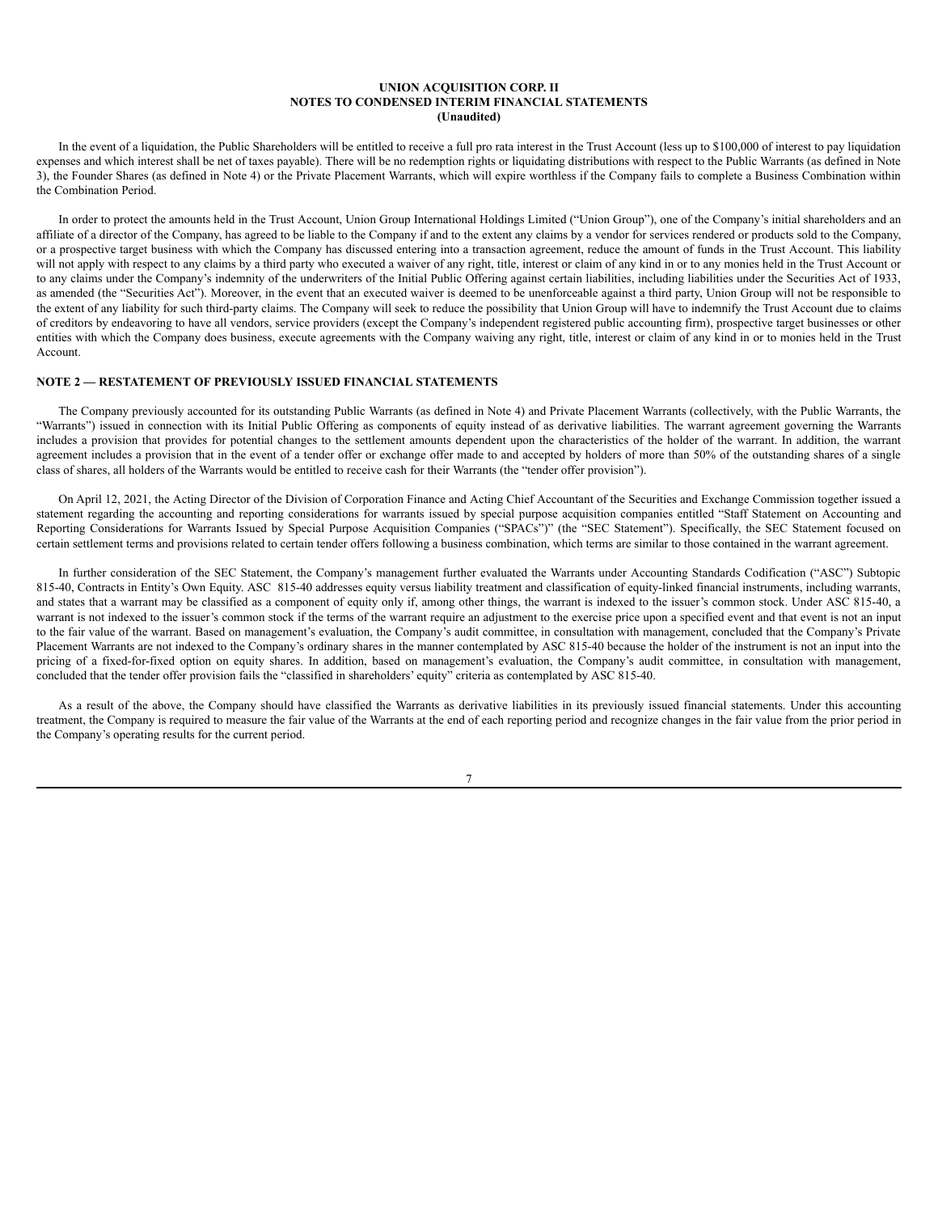In the event of a liquidation, the Public Shareholders will be entitled to receive a full pro rata interest in the Trust Account (less up to $100,000 of interest to pay liquidation expenses and which interest shall be net of taxes payable). There will be no redemption rights or liquidating distributions with respect to the Public Warrants (as defined in Note 3), the Founder Shares (as defined in Note 4) or the Private Placement Warrants, which will expire worthless if the Company fails to complete a Business Combination within the Combination Period.

In order to protect the amounts held in the Trust Account, Union Group International Holdings Limited ("Union Group"), one of the Company's initial shareholders and an affiliate of a director of the Company, has agreed to be liable to the Company if and to the extent any claims by a vendor for services rendered or products sold to the Company, or a prospective target business with which the Company has discussed entering into a transaction agreement, reduce the amount of funds in the Trust Account. This liability will not apply with respect to any claims by a third party who executed a waiver of any right, title, interest or claim of any kind in or to any monies held in the Trust Account or to any claims under the Company's indemnity of the underwriters of the Initial Public Offering against certain liabilities, including liabilities under the Securities Act of 1933, as amended (the "Securities Act"). Moreover, in the event that an executed waiver is deemed to be unenforceable against a third party, Union Group will not be responsible to the extent of any liability for such third-party claims. The Company will seek to reduce the possibility that Union Group will have to indemnify the Trust Account due to claims of creditors by endeavoring to have all vendors, service providers (except the Company's independent registered public accounting firm), prospective target businesses or other entities with which the Company does business, execute agreements with the Company waiving any right, title, interest or claim of any kind in or to monies held in the Trust Account.

**NOTE 2 — RESTATEMENT OF PREVIOUSLY ISSUED FINANCIAL STATEMENTS**

The Company previously accounted for its outstanding Public Warrants (as defined in Note 4) and Private Placement Warrants (collectively, with the Public Warrants, the "Warrants") issued in connection with its Initial Public Offering as components of equity instead of as derivative liabilities. The warrant agreement governing the Warrants includes a provision that provides for potential changes to the settlement amounts dependent upon the characteristics of the holder of the warrant. In addition, the warrant agreement includes a provision that in the event of a tender offer or exchange offer made to and accepted by holders of more than 50% of the outstanding shares of a single class of shares, all holders of the Warrants would be entitled to receive cash for their Warrants (the "tender offer provision").

On April 12, 2021, the Acting Director of the Division of Corporation Finance and Acting Chief Accountant of the Securities and Exchange Commission together issued a statement regarding the accounting and reporting considerations for warrants issued by special purpose acquisition companies entitled "Staff Statement on Accounting and Reporting Considerations for Warrants Issued by Special Purpose Acquisition Companies ("SPACs")" (the "SEC Statement"). Specifically, the SEC Statement focused on certain settlement terms and provisions related to certain tender offers following a business combination, which terms are similar to those contained in the warrant agreement.

In further consideration of the SEC Statement, the Company's management further evaluated the Warrants under Accounting Standards Codification ("ASC") Subtopic 815-40, Contracts in Entity's Own Equity. ASC 815-40 addresses equity versus liability treatment and classification of equity-linked financial instruments, including warrants, and states that a warrant may be classified as a component of equity only if, among other things, the warrant is indexed to the issuer's common stock. Under ASC 815-40, a warrant is not indexed to the issuer's common stock if the terms of the warrant require an adjustment to the exercise price upon a specified event and that event is not an input to the fair value of the warrant. Based on management's evaluation, the Company's audit committee, in consultation with management, concluded that the Company's Private Placement Warrants are not indexed to the Company's ordinary shares in the manner contemplated by ASC 815-40 because the holder of the instrument is not an input into the pricing of a fixed-for-fixed option on equity shares. In addition, based on management's evaluation, the Company's audit committee, in consultation with management, concluded that the tender offer provision fails the "classified in shareholders' equity" criteria as contemplated by ASC 815-40.

As a result of the above, the Company should have classified the Warrants as derivative liabilities in its previously issued financial statements. Under this accounting treatment, the Company is required to measure the fair value of the Warrants at the end of each reporting period and recognize changes in the fair value from the prior period in the Company's operating results for the current period.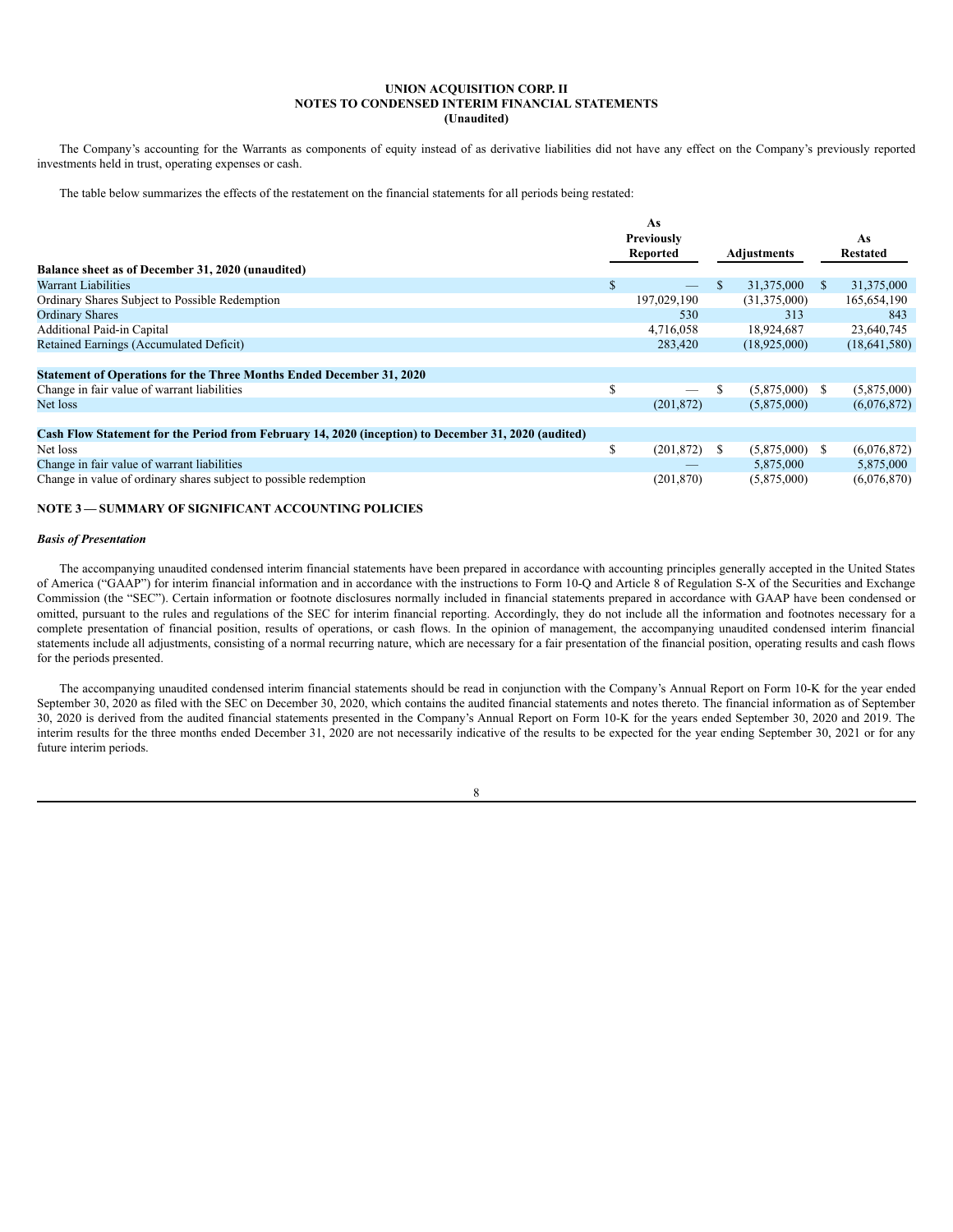The Company's accounting for the Warrants as components of equity instead of as derivative liabilities did not have any effect on the Company's previously reported investments held in trust, operating expenses or cash.

The table below summarizes the effects of the restatement on the financial statements for all periods being restated:

| | As Previously Reported | Adjustments | As Restated |
|---|---|---|---|
| **Balance sheet as of December 31, 2020 (unaudited)** | | | |
| Warrant Liabilities | $ — | $ 31,375,000 | $ 31,375,000 |
| Ordinary Shares Subject to Possible Redemption | 197,029,190 | (31,375,000) | 165,654,190 |
| Ordinary Shares | 530 | 313 | 843 |
| Additional Paid-in Capital | 4,716,058 | 18,924,687 | 23,640,745 |
| Retained Earnings (Accumulated Deficit) | 283,420 | (18,925,000) | (18,641,580) |
| **Statement of Operations for the Three Months Ended December 31, 2020** | | | |
| Change in fair value of warrant liabilities | $ — | $ (5,875,000) | $ (5,875,000) |
| Net loss | (201,872) | (5,875,000) | (6,076,872) |
| **Cash Flow Statement for the Period from February 14, 2020 (inception) to December 31, 2020 (audited)** | | | |
| Net loss | $ (201,872) | $ (5,875,000) | $ (6,076,872) |
| Change in fair value of warrant liabilities | — | 5,875,000 | 5,875,000 |
| Change in value of ordinary shares subject to possible redemption | (201,870) | (5,875,000) | (6,076,870) |

## NOTE 3 — SUMMARY OF SIGNIFICANT ACCOUNTING POLICIES

### *Basis of Presentation*

The accompanying unaudited condensed interim financial statements have been prepared in accordance with accounting principles generally accepted in the United States of America ("GAAP") for interim financial information and in accordance with the instructions to Form 10-Q and Article 8 of Regulation S-X of the Securities and Exchange Commission (the "SEC"). Certain information or footnote disclosures normally included in financial statements prepared in accordance with GAAP have been condensed or omitted, pursuant to the rules and regulations of the SEC for interim financial reporting. Accordingly, they do not include all the information and footnotes necessary for a complete presentation of financial position, results of operations, or cash flows. In the opinion of management, the accompanying unaudited condensed interim financial statements include all adjustments, consisting of a normal recurring nature, which are necessary for a fair presentation of the financial position, operating results and cash flows for the periods presented.

The accompanying unaudited condensed interim financial statements should be read in conjunction with the Company's Annual Report on Form 10-K for the year ended September 30, 2020 as filed with the SEC on December 30, 2020, which contains the audited financial statements and notes thereto. The financial information as of September 30, 2020 is derived from the audited financial statements presented in the Company's Annual Report on Form 10-K for the years ended September 30, 2020 and 2019. The interim results for the three months ended December 31, 2020 are not necessarily indicative of the results to be expected for the year ending September 30, 2021 or for any future interim periods.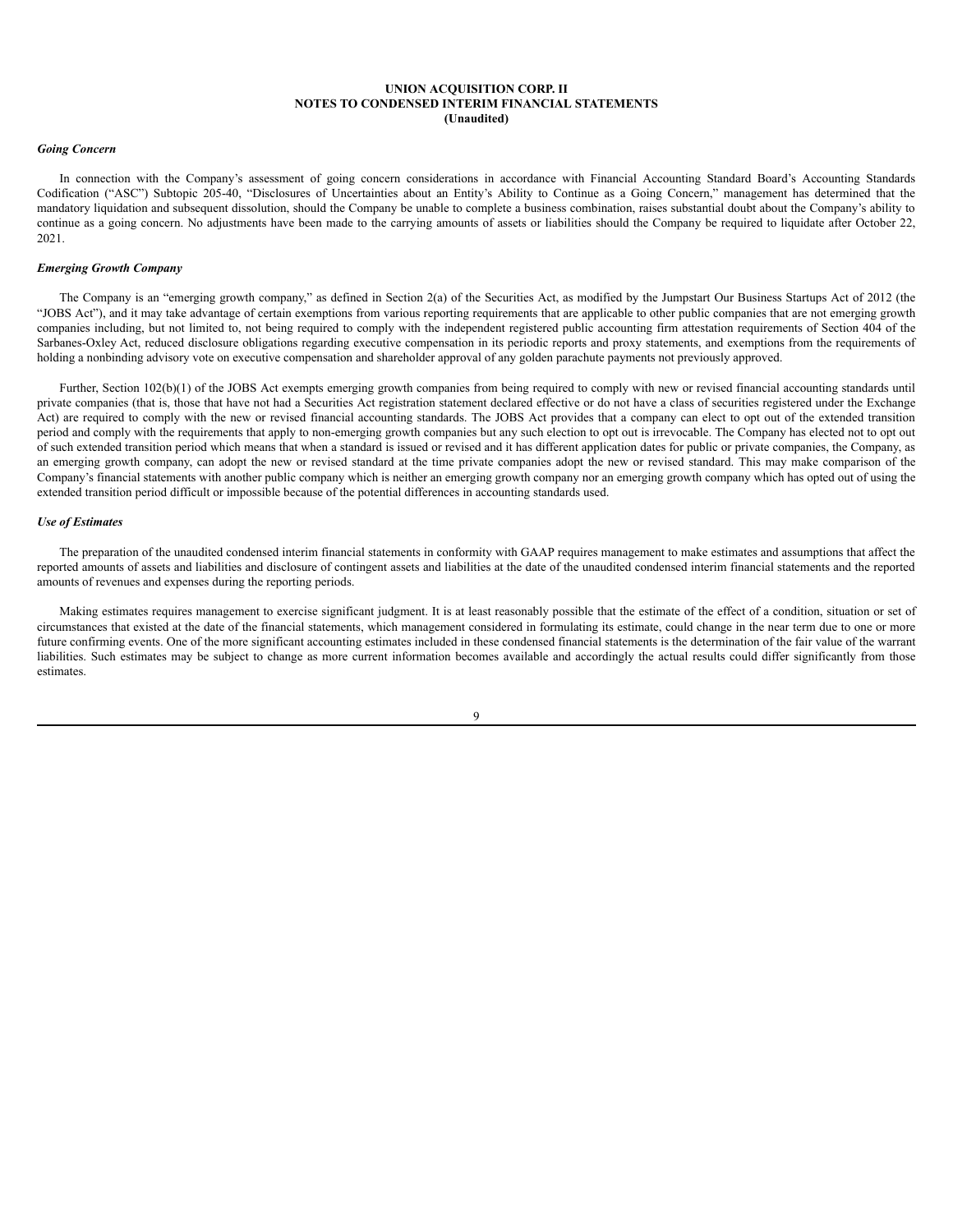### UNION ACQUISITION CORP. II
### NOTES TO CONDENSED INTERIM FINANCIAL STATEMENTS
### (Unaudited)

***Going Concern***

In connection with the Company's assessment of going concern considerations in accordance with Financial Accounting Standard Board's Accounting Standards Codification ("ASC") Subtopic 205-40, "Disclosures of Uncertainties about an Entity's Ability to Continue as a Going Concern," management has determined that the mandatory liquidation and subsequent dissolution, should the Company be unable to complete a business combination, raises substantial doubt about the Company's ability to continue as a going concern. No adjustments have been made to the carrying amounts of assets or liabilities should the Company be required to liquidate after October 22, 2021.

***Emerging Growth Company***

The Company is an "emerging growth company," as defined in Section 2(a) of the Securities Act, as modified by the Jumpstart Our Business Startups Act of 2012 (the "JOBS Act"), and it may take advantage of certain exemptions from various reporting requirements that are applicable to other public companies that are not emerging growth companies including, but not limited to, not being required to comply with the independent registered public accounting firm attestation requirements of Section 404 of the Sarbanes-Oxley Act, reduced disclosure obligations regarding executive compensation in its periodic reports and proxy statements, and exemptions from the requirements of holding a nonbinding advisory vote on executive compensation and shareholder approval of any golden parachute payments not previously approved.

Further, Section 102(b)(1) of the JOBS Act exempts emerging growth companies from being required to comply with new or revised financial accounting standards until private companies (that is, those that have not had a Securities Act registration statement declared effective or do not have a class of securities registered under the Exchange Act) are required to comply with the new or revised financial accounting standards. The JOBS Act provides that a company can elect to opt out of the extended transition period and comply with the requirements that apply to non-emerging growth companies but any such election to opt out is irrevocable. The Company has elected not to opt out of such extended transition period which means that when a standard is issued or revised and it has different application dates for public or private companies, the Company, as an emerging growth company, can adopt the new or revised standard at the time private companies adopt the new or revised standard. This may make comparison of the Company's financial statements with another public company which is neither an emerging growth company nor an emerging growth company which has opted out of using the extended transition period difficult or impossible because of the potential differences in accounting standards used.

***Use of Estimates***

The preparation of the unaudited condensed interim financial statements in conformity with GAAP requires management to make estimates and assumptions that affect the reported amounts of assets and liabilities and disclosure of contingent assets and liabilities at the date of the unaudited condensed interim financial statements and the reported amounts of revenues and expenses during the reporting periods.

Making estimates requires management to exercise significant judgment. It is at least reasonably possible that the estimate of the effect of a condition, situation or set of circumstances that existed at the date of the financial statements, which management considered in formulating its estimate, could change in the near term due to one or more future confirming events. One of the more significant accounting estimates included in these condensed financial statements is the determination of the fair value of the warrant liabilities. Such estimates may be subject to change as more current information becomes available and accordingly the actual results could differ significantly from those estimates.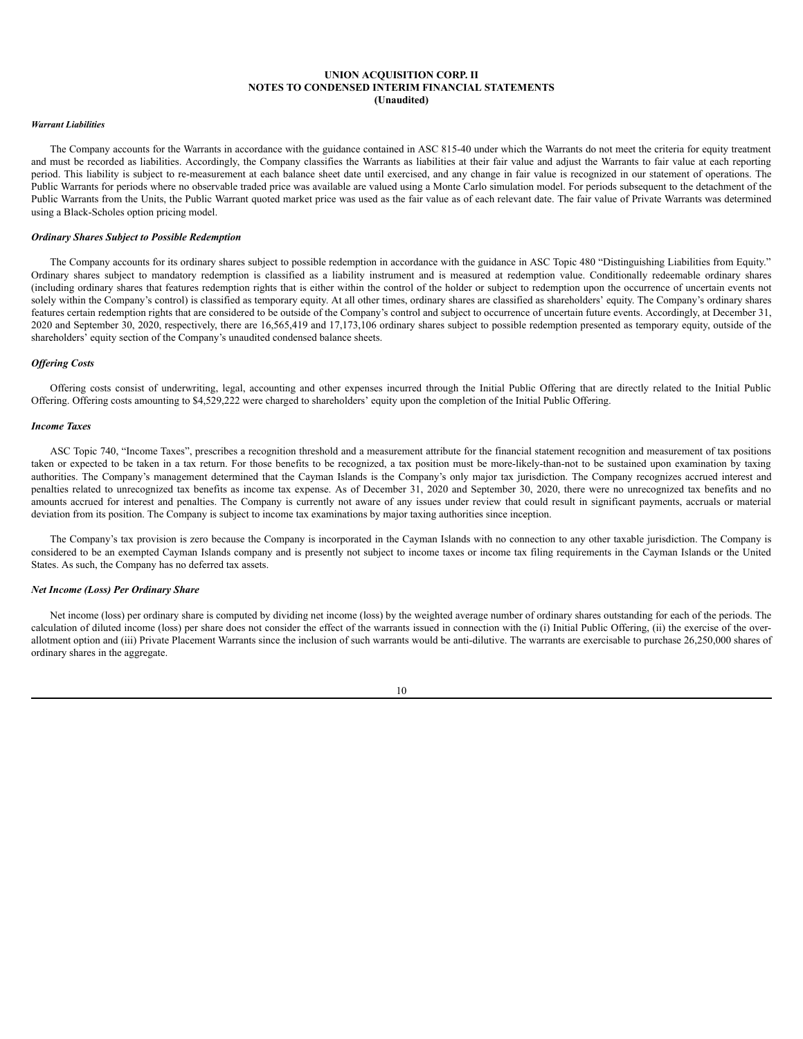# UNION ACQUISITION CORP. II
## NOTES TO CONDENSED INTERIM FINANCIAL STATEMENTS
### (Unaudited)

***Warrant Liabilities***

The Company accounts for the Warrants in accordance with the guidance contained in ASC 815-40 under which the Warrants do not meet the criteria for equity treatment and must be recorded as liabilities. Accordingly, the Company classifies the Warrants as liabilities at their fair value and adjust the Warrants to fair value at each reporting period. This liability is subject to re-measurement at each balance sheet date until exercised, and any change in fair value is recognized in our statement of operations. The Public Warrants for periods where no observable traded price was available are valued using a Monte Carlo simulation model. For periods subsequent to the detachment of the Public Warrants from the Units, the Public Warrant quoted market price was used as the fair value as of each relevant date. The fair value of Private Warrants was determined using a Black-Scholes option pricing model.

***Ordinary Shares Subject to Possible Redemption***

The Company accounts for its ordinary shares subject to possible redemption in accordance with the guidance in ASC Topic 480 "Distinguishing Liabilities from Equity." Ordinary shares subject to mandatory redemption is classified as a liability instrument and is measured at redemption value. Conditionally redeemable ordinary shares (including ordinary shares that features redemption rights that is either within the control of the holder or subject to redemption upon the occurrence of uncertain events not solely within the Company's control) is classified as temporary equity. At all other times, ordinary shares are classified as shareholders' equity. The Company's ordinary shares features certain redemption rights that are considered to be outside of the Company's control and subject to occurrence of uncertain future events. Accordingly, at December 31, 2020 and September 30, 2020, respectively, there are 16,565,419 and 17,173,106 ordinary shares subject to possible redemption presented as temporary equity, outside of the shareholders' equity section of the Company's unaudited condensed balance sheets.

***Offering Costs***

Offering costs consist of underwriting, legal, accounting and other expenses incurred through the Initial Public Offering that are directly related to the Initial Public Offering. Offering costs amounting to $4,529,222 were charged to shareholders' equity upon the completion of the Initial Public Offering.

***Income Taxes***

ASC Topic 740, "Income Taxes", prescribes a recognition threshold and a measurement attribute for the financial statement recognition and measurement of tax positions taken or expected to be taken in a tax return. For those benefits to be recognized, a tax position must be more-likely-than-not to be sustained upon examination by taxing authorities. The Company's management determined that the Cayman Islands is the Company's only major tax jurisdiction. The Company recognizes accrued interest and penalties related to unrecognized tax benefits as income tax expense. As of December 31, 2020 and September 30, 2020, there were no unrecognized tax benefits and no amounts accrued for interest and penalties. The Company is currently not aware of any issues under review that could result in significant payments, accruals or material deviation from its position. The Company is subject to income tax examinations by major taxing authorities since inception.

The Company's tax provision is zero because the Company is incorporated in the Cayman Islands with no connection to any other taxable jurisdiction. The Company is considered to be an exempted Cayman Islands company and is presently not subject to income taxes or income tax filing requirements in the Cayman Islands or the United States. As such, the Company has no deferred tax assets.

***Net Income (Loss) Per Ordinary Share***

Net income (loss) per ordinary share is computed by dividing net income (loss) by the weighted average number of ordinary shares outstanding for each of the periods. The calculation of diluted income (loss) per share does not consider the effect of the warrants issued in connection with the (i) Initial Public Offering, (ii) the exercise of the over-allotment option and (iii) Private Placement Warrants since the inclusion of such warrants would be anti-dilutive. The warrants are exercisable to purchase 26,250,000 shares of ordinary shares in the aggregate.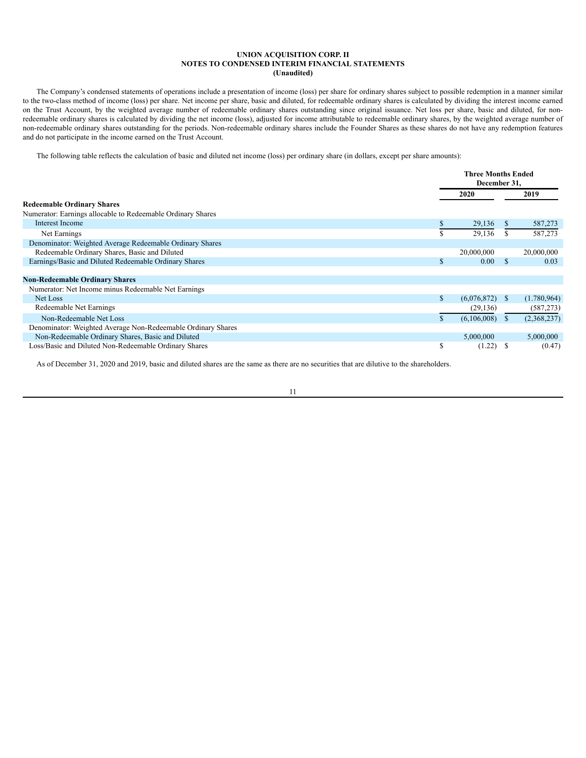**UNION ACQUISITION CORP. II**
**NOTES TO CONDENSED INTERIM FINANCIAL STATEMENTS**
**(Unaudited)**

The Company's condensed statements of operations include a presentation of income (loss) per share for ordinary shares subject to possible redemption in a manner similar to the two-class method of income (loss) per share. Net income per share, basic and diluted, for redeemable ordinary shares is calculated by dividing the interest income earned on the Trust Account, by the weighted average number of redeemable ordinary shares outstanding since original issuance. Net loss per share, basic and diluted, for non-redeemable ordinary shares is calculated by dividing the net income (loss), adjusted for income attributable to redeemable ordinary shares, by the weighted average number of non-redeemable ordinary shares outstanding for the periods. Non-redeemable ordinary shares include the Founder Shares as these shares do not have any redemption features and do not participate in the income earned on the Trust Account.

The following table reflects the calculation of basic and diluted net income (loss) per ordinary share (in dollars, except per share amounts):

| | Three Months Ended December 31, | |
|---|---|---|
| | 2020 | 2019 |
| **Redeemable Ordinary Shares** | | |
| Numerator: Earnings allocable to Redeemable Ordinary Shares | | |
| Interest Income | $ 29,136 | $ 587,273 |
| Net Earnings | $ 29,136 | $ 587,273 |
| Denominator: Weighted Average Redeemable Ordinary Shares | | |
| Redeemable Ordinary Shares, Basic and Diluted | 20,000,000 | 20,000,000 |
| Earnings/Basic and Diluted Redeemable Ordinary Shares | $ 0.00 | $ 0.03 |
| | | |
| **Non-Redeemable Ordinary Shares** | | |
| Numerator: Net Income minus Redeemable Net Earnings | | |
| Net Loss | $ (6,076,872) | $ (1.780,964) |
| Redeemable Net Earnings | (29,136) | (587,273) |
| Non-Redeemable Net Loss | $ (6,106,008) | $ (2,368,237) |
| Denominator: Weighted Average Non-Redeemable Ordinary Shares | | |
| Non-Redeemable Ordinary Shares, Basic and Diluted | 5,000,000 | 5,000,000 |
| Loss/Basic and Diluted Non-Redeemable Ordinary Shares | $ (1.22) | $ (0.47) |

As of December 31, 2020 and 2019, basic and diluted shares are the same as there are no securities that are dilutive to the shareholders.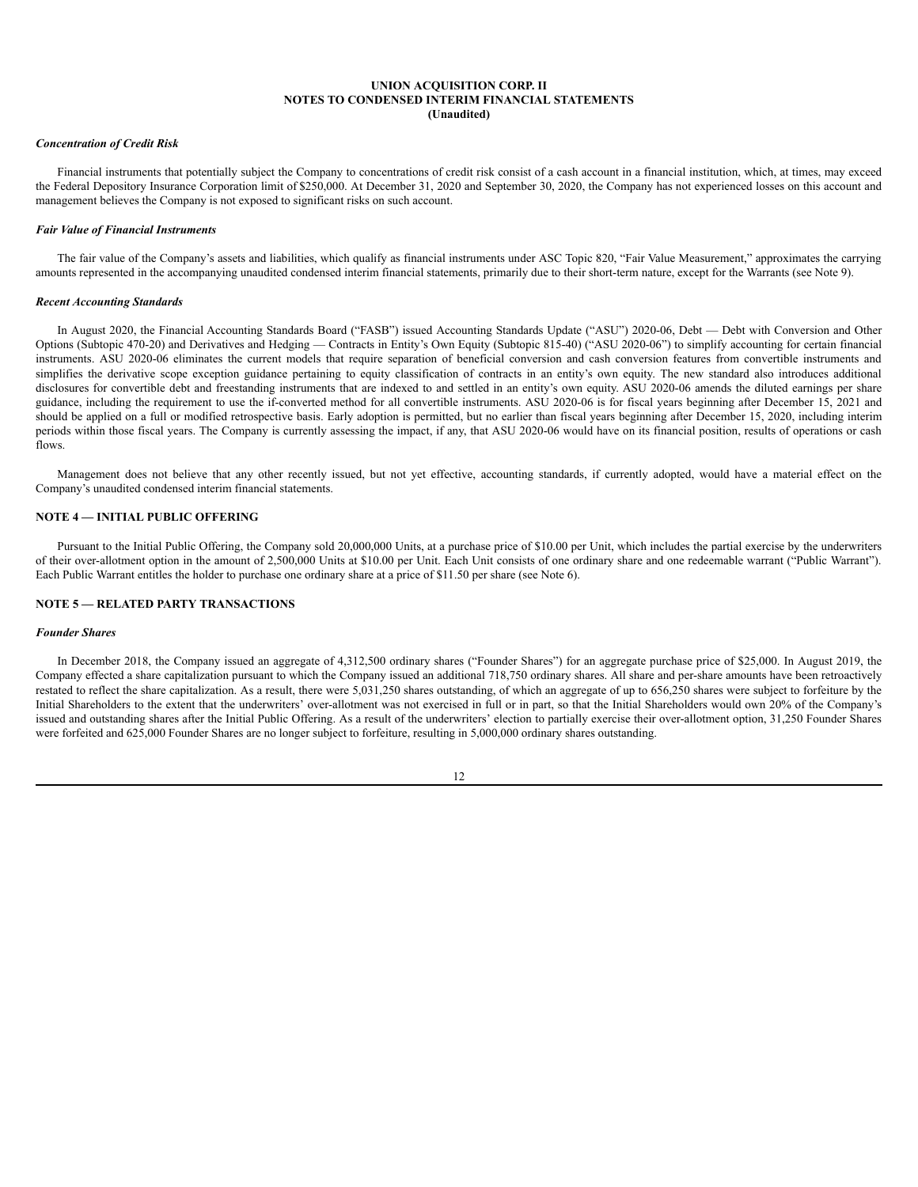### *Concentration of Credit Risk*

Financial instruments that potentially subject the Company to concentrations of credit risk consist of a cash account in a financial institution, which, at times, may exceed the Federal Depository Insurance Corporation limit of $250,000. At December 31, 2020 and September 30, 2020, the Company has not experienced losses on this account and management believes the Company is not exposed to significant risks on such account.

### *Fair Value of Financial Instruments*

The fair value of the Company's assets and liabilities, which qualify as financial instruments under ASC Topic 820, "Fair Value Measurement," approximates the carrying amounts represented in the accompanying unaudited condensed interim financial statements, primarily due to their short-term nature, except for the Warrants (see Note 9).

### *Recent Accounting Standards*

In August 2020, the Financial Accounting Standards Board ("FASB") issued Accounting Standards Update ("ASU") 2020-06, Debt — Debt with Conversion and Other Options (Subtopic 470-20) and Derivatives and Hedging — Contracts in Entity's Own Equity (Subtopic 815-40) ("ASU 2020-06") to simplify accounting for certain financial instruments. ASU 2020-06 eliminates the current models that require separation of beneficial conversion and cash conversion features from convertible instruments and simplifies the derivative scope exception guidance pertaining to equity classification of contracts in an entity's own equity. The new standard also introduces additional disclosures for convertible debt and freestanding instruments that are indexed to and settled in an entity's own equity. ASU 2020-06 amends the diluted earnings per share guidance, including the requirement to use the if-converted method for all convertible instruments. ASU 2020-06 is for fiscal years beginning after December 15, 2021 and should be applied on a full or modified retrospective basis. Early adoption is permitted, but no earlier than fiscal years beginning after December 15, 2020, including interim periods within those fiscal years. The Company is currently assessing the impact, if any, that ASU 2020-06 would have on its financial position, results of operations or cash flows.

Management does not believe that any other recently issued, but not yet effective, accounting standards, if currently adopted, would have a material effect on the Company's unaudited condensed interim financial statements.

## NOTE 4 — INITIAL PUBLIC OFFERING

Pursuant to the Initial Public Offering, the Company sold 20,000,000 Units, at a purchase price of $10.00 per Unit, which includes the partial exercise by the underwriters of their over-allotment option in the amount of 2,500,000 Units at $10.00 per Unit. Each Unit consists of one ordinary share and one redeemable warrant ("Public Warrant"). Each Public Warrant entitles the holder to purchase one ordinary share at a price of $11.50 per share (see Note 6).

## NOTE 5 — RELATED PARTY TRANSACTIONS

### *Founder Shares*

In December 2018, the Company issued an aggregate of 4,312,500 ordinary shares ("Founder Shares") for an aggregate purchase price of $25,000. In August 2019, the Company effected a share capitalization pursuant to which the Company issued an additional 718,750 ordinary shares. All share and per-share amounts have been retroactively restated to reflect the share capitalization. As a result, there were 5,031,250 shares outstanding, of which an aggregate of up to 656,250 shares were subject to forfeiture by the Initial Shareholders to the extent that the underwriters' over-allotment was not exercised in full or in part, so that the Initial Shareholders would own 20% of the Company's issued and outstanding shares after the Initial Public Offering. As a result of the underwriters' election to partially exercise their over-allotment option, 31,250 Founder Shares were forfeited and 625,000 Founder Shares are no longer subject to forfeiture, resulting in 5,000,000 ordinary shares outstanding.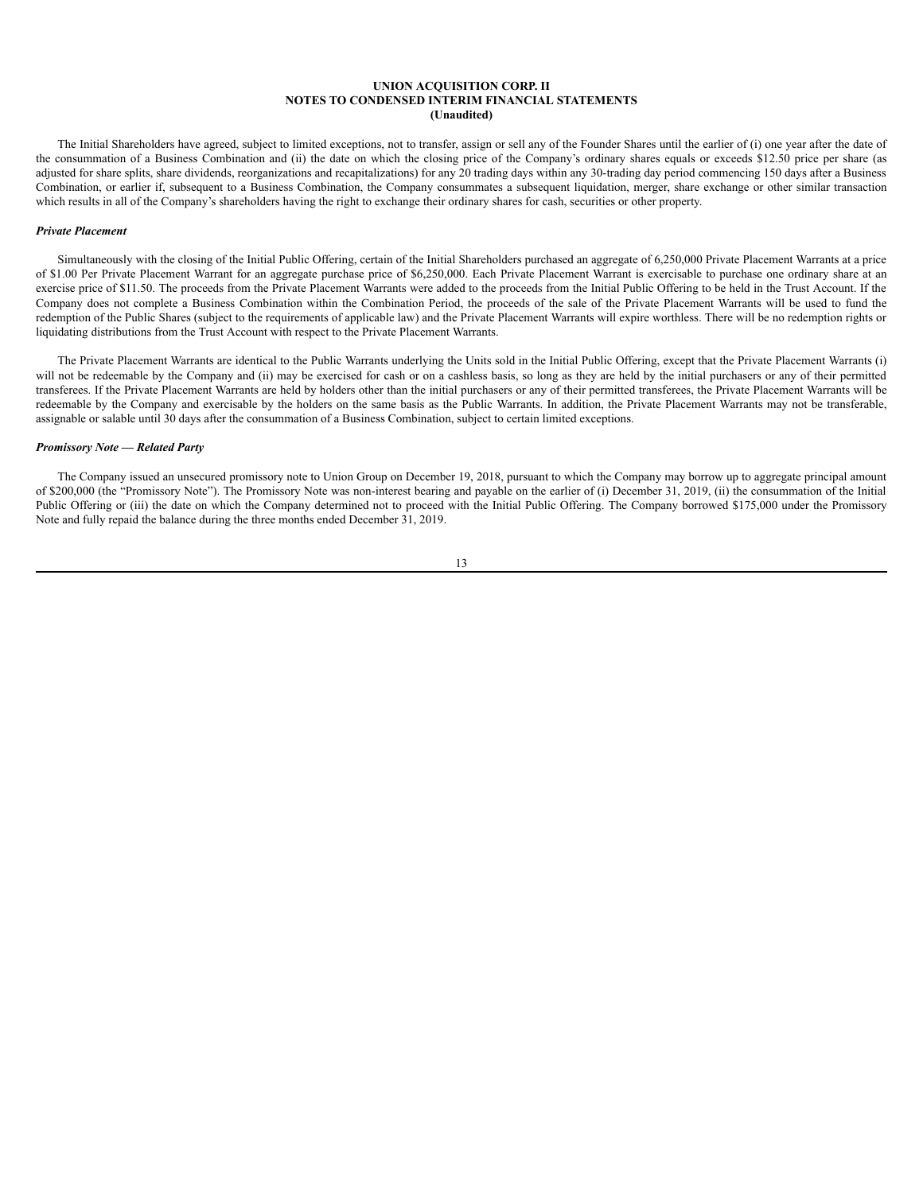The Initial Shareholders have agreed, subject to limited exceptions, not to transfer, assign or sell any of the Founder Shares until the earlier of (i) one year after the date of the consummation of a Business Combination and (ii) the date on which the closing price of the Company's ordinary shares equals or exceeds $12.50 price per share (as adjusted for share splits, share dividends, reorganizations and recapitalizations) for any 20 trading days within any 30-trading day period commencing 150 days after a Business Combination, or earlier if, subsequent to a Business Combination, the Company consummates a subsequent liquidation, merger, share exchange or other similar transaction which results in all of the Company's shareholders having the right to exchange their ordinary shares for cash, securities or other property.

***Private Placement***

Simultaneously with the closing of the Initial Public Offering, certain of the Initial Shareholders purchased an aggregate of 6,250,000 Private Placement Warrants at a price of $1.00 Per Private Placement Warrant for an aggregate purchase price of $6,250,000. Each Private Placement Warrant is exercisable to purchase one ordinary share at an exercise price of $11.50. The proceeds from the Private Placement Warrants were added to the proceeds from the Initial Public Offering to be held in the Trust Account. If the Company does not complete a Business Combination within the Combination Period, the proceeds of the sale of the Private Placement Warrants will be used to fund the redemption of the Public Shares (subject to the requirements of applicable law) and the Private Placement Warrants will expire worthless. There will be no redemption rights or liquidating distributions from the Trust Account with respect to the Private Placement Warrants.

The Private Placement Warrants are identical to the Public Warrants underlying the Units sold in the Initial Public Offering, except that the Private Placement Warrants (i) will not be redeemable by the Company and (ii) may be exercised for cash or on a cashless basis, so long as they are held by the initial purchasers or any of their permitted transferees. If the Private Placement Warrants are held by holders other than the initial purchasers or any of their permitted transferees, the Private Placement Warrants will be redeemable by the Company and exercisable by the holders on the same basis as the Public Warrants. In addition, the Private Placement Warrants may not be transferable, assignable or salable until 30 days after the consummation of a Business Combination, subject to certain limited exceptions.

***Promissory Note — Related Party***

The Company issued an unsecured promissory note to Union Group on December 19, 2018, pursuant to which the Company may borrow up to aggregate principal amount of $200,000 (the "Promissory Note"). The Promissory Note was non-interest bearing and payable on the earlier of (i) December 31, 2019, (ii) the consummation of the Initial Public Offering or (iii) the date on which the Company determined not to proceed with the Initial Public Offering. The Company borrowed $175,000 under the Promissory Note and fully repaid the balance during the three months ended December 31, 2019.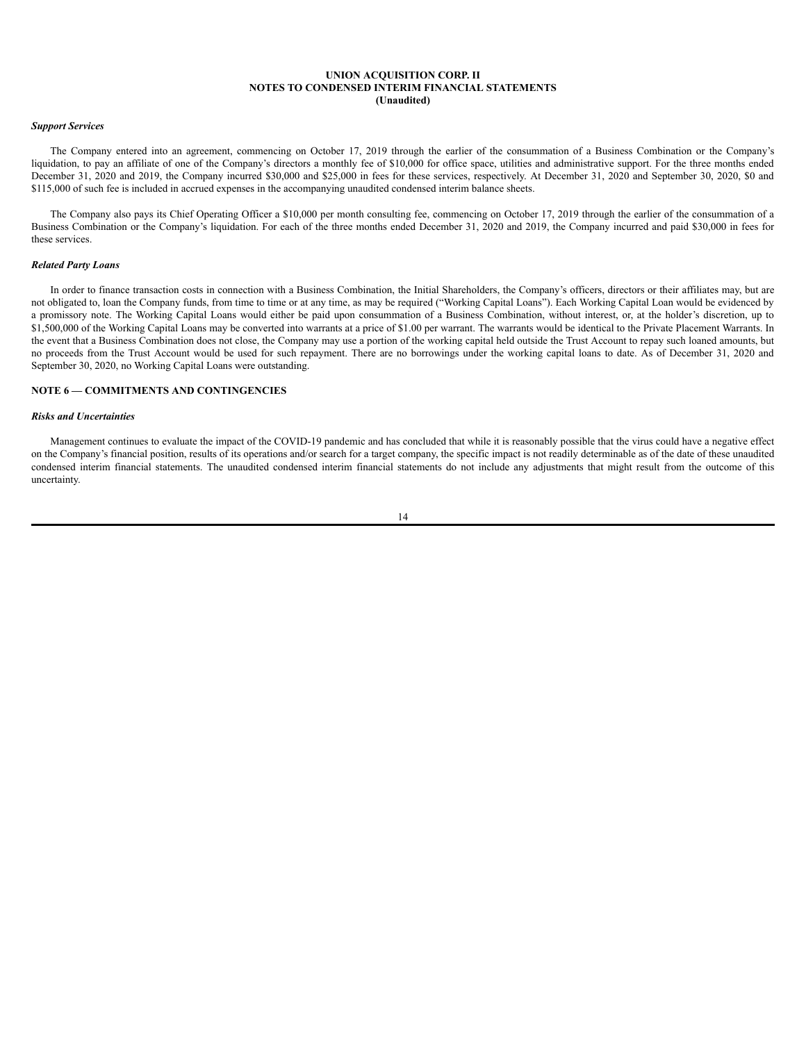*Support Services*

The Company entered into an agreement, commencing on October 17, 2019 through the earlier of the consummation of a Business Combination or the Company's liquidation, to pay an affiliate of one of the Company's directors a monthly fee of $10,000 for office space, utilities and administrative support. For the three months ended December 31, 2020 and 2019, the Company incurred $30,000 and $25,000 in fees for these services, respectively. At December 31, 2020 and September 30, 2020, $0 and $115,000 of such fee is included in accrued expenses in the accompanying unaudited condensed interim balance sheets.

The Company also pays its Chief Operating Officer a $10,000 per month consulting fee, commencing on October 17, 2019 through the earlier of the consummation of a Business Combination or the Company's liquidation. For each of the three months ended December 31, 2020 and 2019, the Company incurred and paid $30,000 in fees for these services.

*Related Party Loans*

In order to finance transaction costs in connection with a Business Combination, the Initial Shareholders, the Company's officers, directors or their affiliates may, but are not obligated to, loan the Company funds, from time to time or at any time, as may be required ("Working Capital Loans"). Each Working Capital Loan would be evidenced by a promissory note. The Working Capital Loans would either be paid upon consummation of a Business Combination, without interest, or, at the holder's discretion, up to $1,500,000 of the Working Capital Loans may be converted into warrants at a price of $1.00 per warrant. The warrants would be identical to the Private Placement Warrants. In the event that a Business Combination does not close, the Company may use a portion of the working capital held outside the Trust Account to repay such loaned amounts, but no proceeds from the Trust Account would be used for such repayment. There are no borrowings under the working capital loans to date. As of December 31, 2020 and September 30, 2020, no Working Capital Loans were outstanding.

## NOTE 6 — COMMITMENTS AND CONTINGENCIES

*Risks and Uncertainties*

Management continues to evaluate the impact of the COVID-19 pandemic and has concluded that while it is reasonably possible that the virus could have a negative effect on the Company's financial position, results of its operations and/or search for a target company, the specific impact is not readily determinable as of the date of these unaudited condensed interim financial statements. The unaudited condensed interim financial statements do not include any adjustments that might result from the outcome of this uncertainty.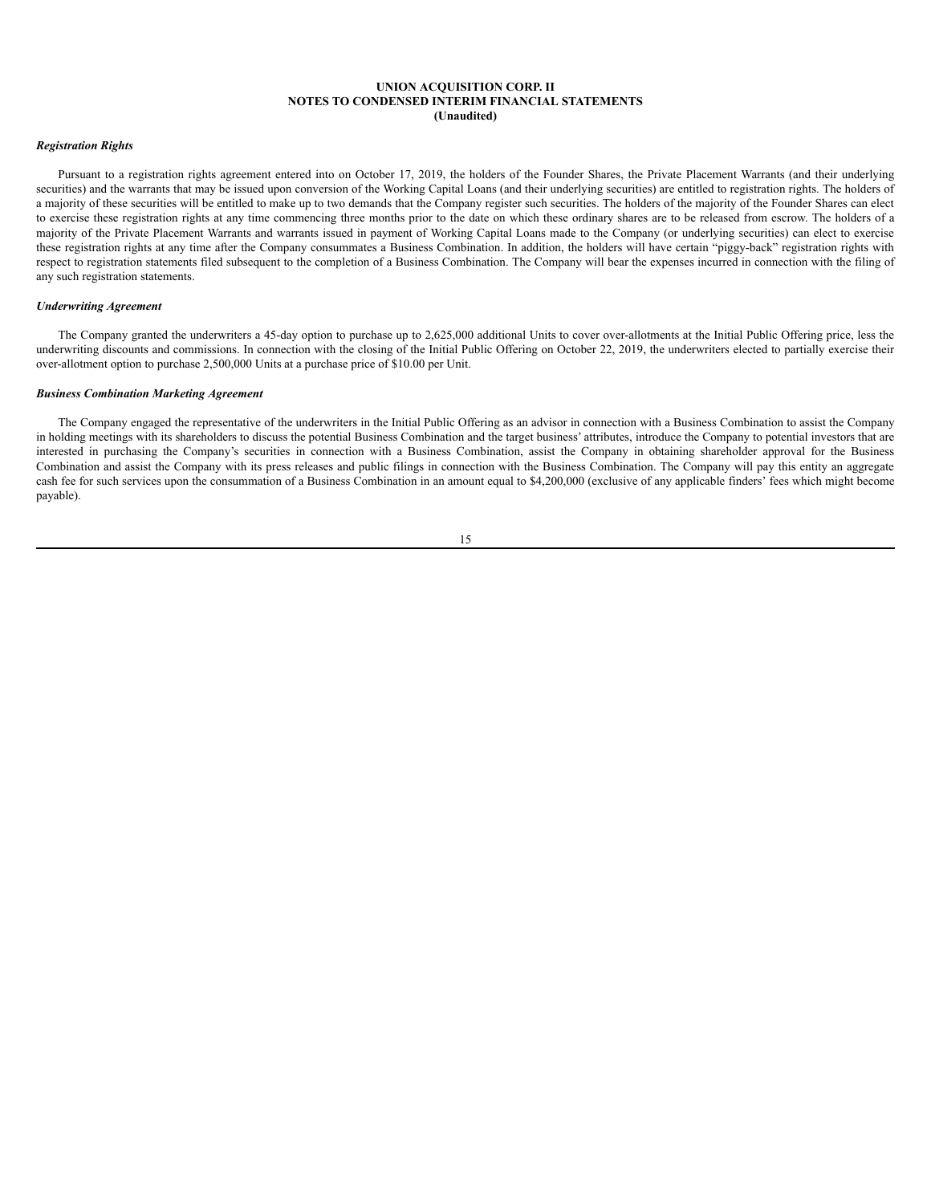*Registration Rights*

Pursuant to a registration rights agreement entered into on October 17, 2019, the holders of the Founder Shares, the Private Placement Warrants (and their underlying securities) and the warrants that may be issued upon conversion of the Working Capital Loans (and their underlying securities) are entitled to registration rights. The holders of a majority of these securities will be entitled to make up to two demands that the Company register such securities. The holders of the majority of the Founder Shares can elect to exercise these registration rights at any time commencing three months prior to the date on which these ordinary shares are to be released from escrow. The holders of a majority of the Private Placement Warrants and warrants issued in payment of Working Capital Loans made to the Company (or underlying securities) can elect to exercise these registration rights at any time after the Company consummates a Business Combination. In addition, the holders will have certain "piggy-back" registration rights with respect to registration statements filed subsequent to the completion of a Business Combination. The Company will bear the expenses incurred in connection with the filing of any such registration statements.

*Underwriting Agreement*

The Company granted the underwriters a 45-day option to purchase up to 2,625,000 additional Units to cover over-allotments at the Initial Public Offering price, less the underwriting discounts and commissions. In connection with the closing of the Initial Public Offering on October 22, 2019, the underwriters elected to partially exercise their over-allotment option to purchase 2,500,000 Units at a purchase price of $10.00 per Unit.

***Business Combination Marketing Agreement***

The Company engaged the representative of the underwriters in the Initial Public Offering as an advisor in connection with a Business Combination to assist the Company in holding meetings with its shareholders to discuss the potential Business Combination and the target business' attributes, introduce the Company to potential investors that are interested in purchasing the Company's securities in connection with a Business Combination, assist the Company in obtaining shareholder approval for the Business Combination and assist the Company with its press releases and public filings in connection with the Business Combination. The Company will pay this entity an aggregate cash fee for such services upon the consummation of a Business Combination in an amount equal to $4,200,000 (exclusive of any applicable finders' fees which might become payable).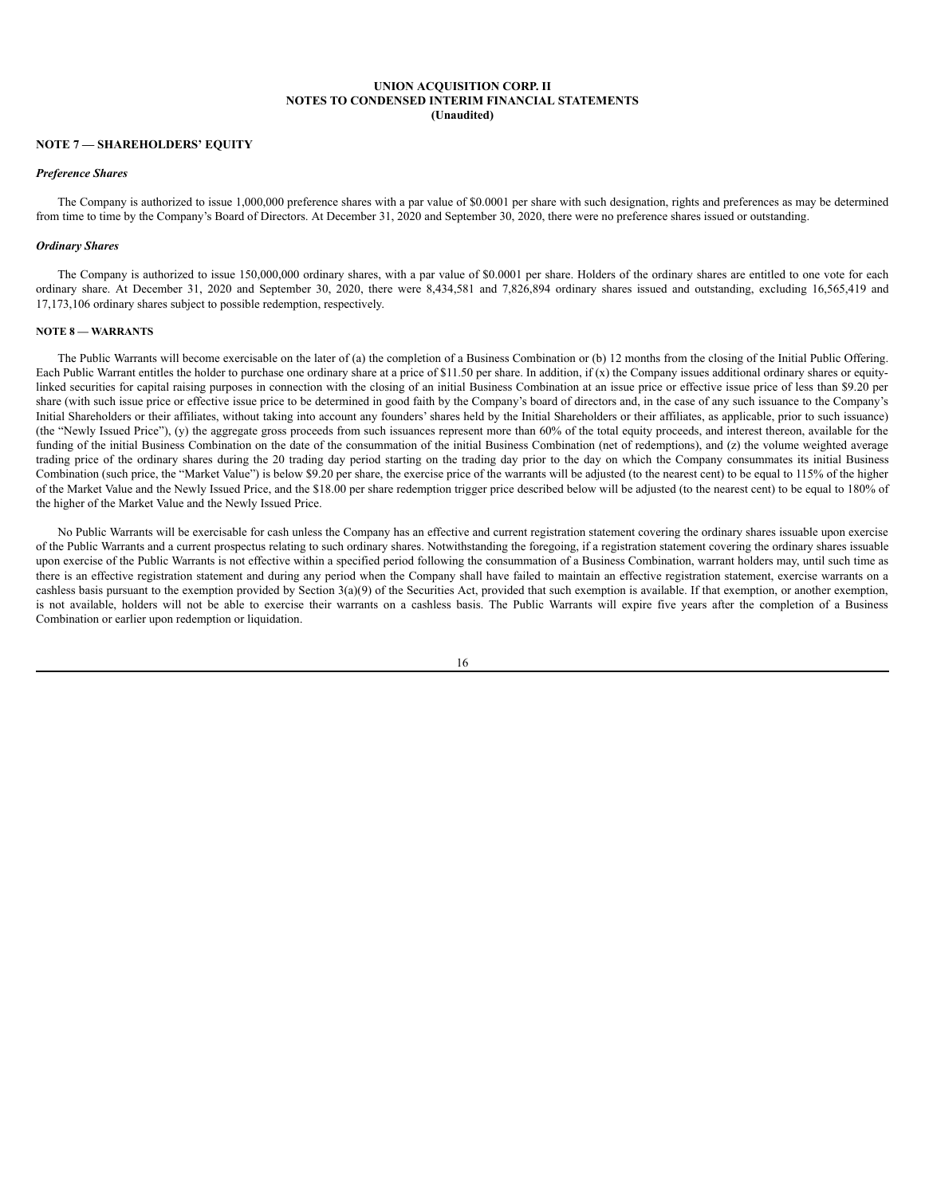UNION ACQUISITION CORP. II
NOTES TO CONDENSED INTERIM FINANCIAL STATEMENTS
(Unaudited)

**NOTE 7 — SHAREHOLDERS' EQUITY**

***Preference Shares***

The Company is authorized to issue 1,000,000 preference shares with a par value of $0.0001 per share with such designation, rights and preferences as may be determined from time to time by the Company's Board of Directors. At December 31, 2020 and September 30, 2020, there were no preference shares issued or outstanding.

***Ordinary Shares***

The Company is authorized to issue 150,000,000 ordinary shares, with a par value of $0.0001 per share. Holders of the ordinary shares are entitled to one vote for each ordinary share. At December 31, 2020 and September 30, 2020, there were 8,434,581 and 7,826,894 ordinary shares issued and outstanding, excluding 16,565,419 and 17,173,106 ordinary shares subject to possible redemption, respectively.

**NOTE 8 — WARRANTS**

The Public Warrants will become exercisable on the later of (a) the completion of a Business Combination or (b) 12 months from the closing of the Initial Public Offering. Each Public Warrant entitles the holder to purchase one ordinary share at a price of $11.50 per share. In addition, if (x) the Company issues additional ordinary shares or equity-linked securities for capital raising purposes in connection with the closing of an initial Business Combination at an issue price or effective issue price of less than $9.20 per share (with such issue price or effective issue price to be determined in good faith by the Company's board of directors and, in the case of any such issuance to the Company's Initial Shareholders or their affiliates, without taking into account any founders' shares held by the Initial Shareholders or their affiliates, as applicable, prior to such issuance) (the "Newly Issued Price"), (y) the aggregate gross proceeds from such issuances represent more than 60% of the total equity proceeds, and interest thereon, available for the funding of the initial Business Combination on the date of the consummation of the initial Business Combination (net of redemptions), and (z) the volume weighted average trading price of the ordinary shares during the 20 trading day period starting on the trading day prior to the day on which the Company consummates its initial Business Combination (such price, the "Market Value") is below $9.20 per share, the exercise price of the warrants will be adjusted (to the nearest cent) to be equal to 115% of the higher of the Market Value and the Newly Issued Price, and the $18.00 per share redemption trigger price described below will be adjusted (to the nearest cent) to be equal to 180% of the higher of the Market Value and the Newly Issued Price.

No Public Warrants will be exercisable for cash unless the Company has an effective and current registration statement covering the ordinary shares issuable upon exercise of the Public Warrants and a current prospectus relating to such ordinary shares. Notwithstanding the foregoing, if a registration statement covering the ordinary shares issuable upon exercise of the Public Warrants is not effective within a specified period following the consummation of a Business Combination, warrant holders may, until such time as there is an effective registration statement and during any period when the Company shall have failed to maintain an effective registration statement, exercise warrants on a cashless basis pursuant to the exemption provided by Section 3(a)(9) of the Securities Act, provided that such exemption is available. If that exemption, or another exemption, is not available, holders will not be able to exercise their warrants on a cashless basis. The Public Warrants will expire five years after the completion of a Business Combination or earlier upon redemption or liquidation.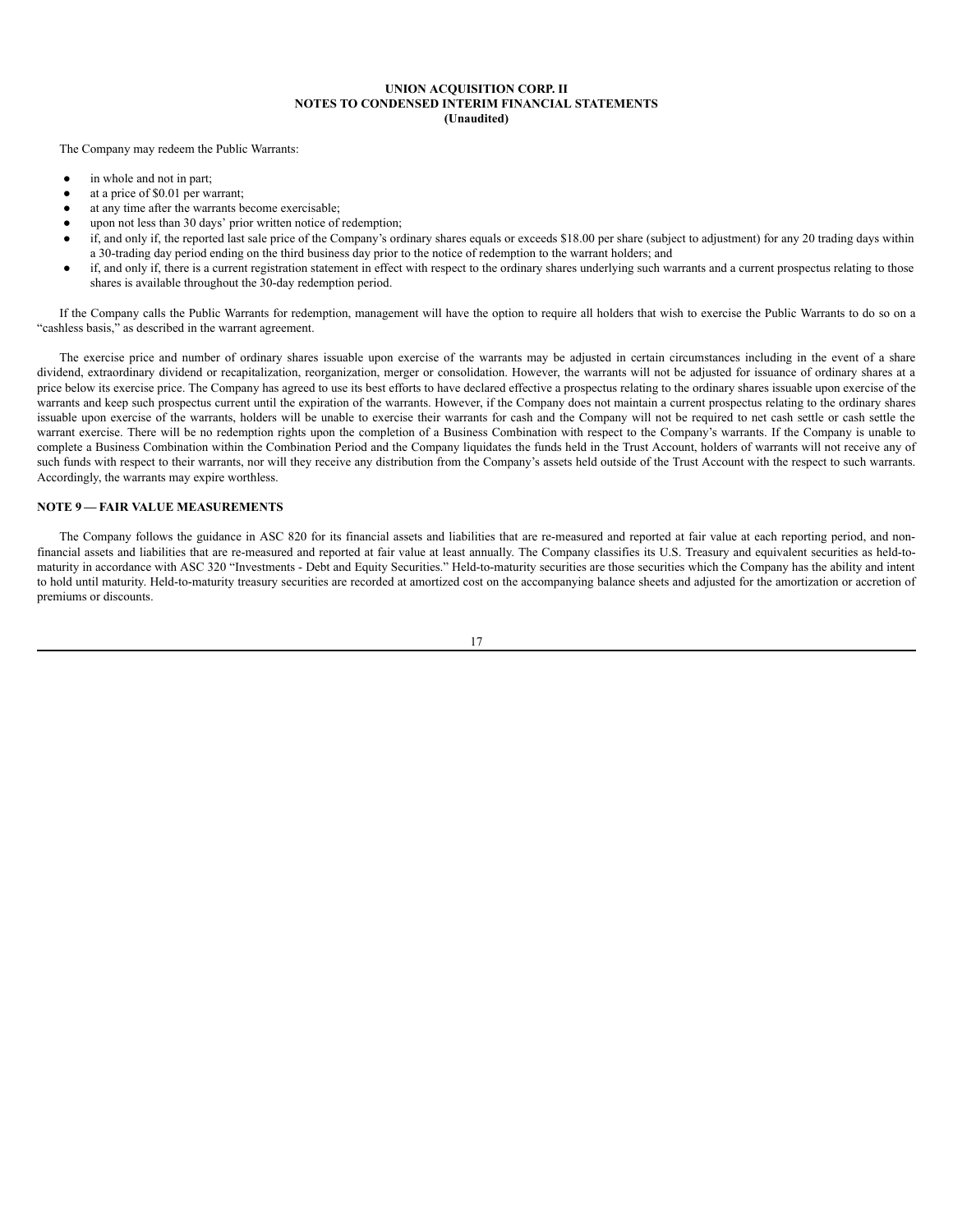The Company may redeem the Public Warrants:

- in whole and not in part;
- at a price of $0.01 per warrant;
- at any time after the warrants become exercisable;
- upon not less than 30 days' prior written notice of redemption;
- if, and only if, the reported last sale price of the Company's ordinary shares equals or exceeds $18.00 per share (subject to adjustment) for any 20 trading days within a 30-trading day period ending on the third business day prior to the notice of redemption to the warrant holders; and
- if, and only if, there is a current registration statement in effect with respect to the ordinary shares underlying such warrants and a current prospectus relating to those shares is available throughout the 30-day redemption period.

If the Company calls the Public Warrants for redemption, management will have the option to require all holders that wish to exercise the Public Warrants to do so on a "cashless basis," as described in the warrant agreement.

The exercise price and number of ordinary shares issuable upon exercise of the warrants may be adjusted in certain circumstances including in the event of a share dividend, extraordinary dividend or recapitalization, reorganization, merger or consolidation. However, the warrants will not be adjusted for issuance of ordinary shares at a price below its exercise price. The Company has agreed to use its best efforts to have declared effective a prospectus relating to the ordinary shares issuable upon exercise of the warrants and keep such prospectus current until the expiration of the warrants. However, if the Company does not maintain a current prospectus relating to the ordinary shares issuable upon exercise of the warrants, holders will be unable to exercise their warrants for cash and the Company will not be required to net cash settle or cash settle the warrant exercise. There will be no redemption rights upon the completion of a Business Combination with respect to the Company's warrants. If the Company is unable to complete a Business Combination within the Combination Period and the Company liquidates the funds held in the Trust Account, holders of warrants will not receive any of such funds with respect to their warrants, nor will they receive any distribution from the Company's assets held outside of the Trust Account with the respect to such warrants. Accordingly, the warrants may expire worthless.

## NOTE 9 — FAIR VALUE MEASUREMENTS

The Company follows the guidance in ASC 820 for its financial assets and liabilities that are re-measured and reported at fair value at each reporting period, and non-financial assets and liabilities that are re-measured and reported at fair value at least annually. The Company classifies its U.S. Treasury and equivalent securities as held-to-maturity in accordance with ASC 320 "Investments - Debt and Equity Securities." Held-to-maturity securities are those securities which the Company has the ability and intent to hold until maturity. Held-to-maturity treasury securities are recorded at amortized cost on the accompanying balance sheets and adjusted for the amortization or accretion of premiums or discounts.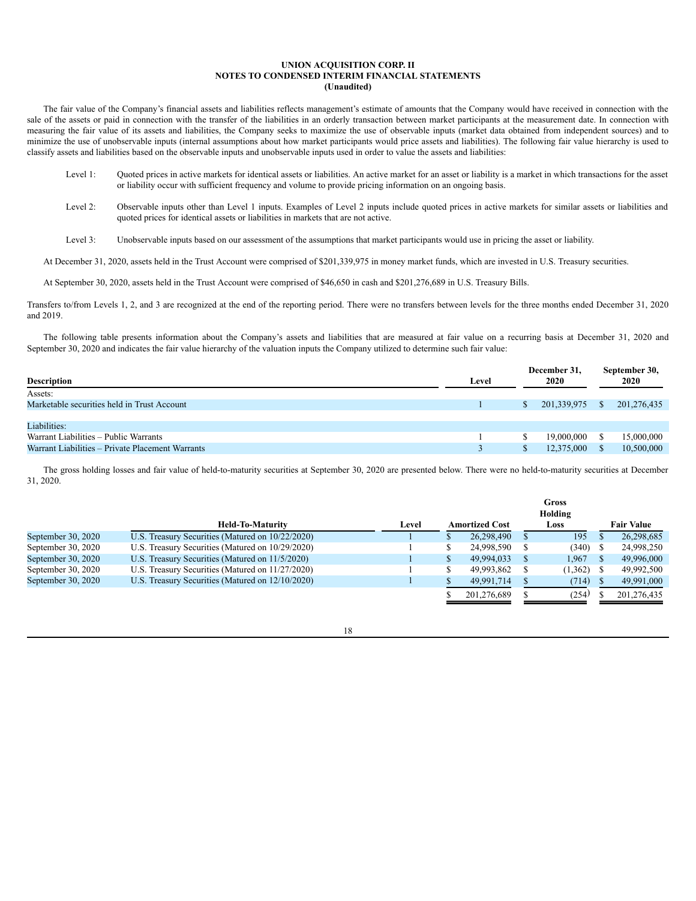**UNION ACQUISITION CORP. II**
**NOTES TO CONDENSED INTERIM FINANCIAL STATEMENTS**
**(Unaudited)**

The fair value of the Company's financial assets and liabilities reflects management's estimate of amounts that the Company would have received in connection with the sale of the assets or paid in connection with the transfer of the liabilities in an orderly transaction between market participants at the measurement date. In connection with measuring the fair value of its assets and liabilities, the Company seeks to maximize the use of observable inputs (market data obtained from independent sources) and to minimize the use of unobservable inputs (internal assumptions about how market participants would price assets and liabilities). The following fair value hierarchy is used to classify assets and liabilities based on the observable inputs and unobservable inputs used in order to value the assets and liabilities:

Level 1: Quoted prices in active markets for identical assets or liabilities. An active market for an asset or liability is a market in which transactions for the asset or liability occur with sufficient frequency and volume to provide pricing information on an ongoing basis.

Level 2: Observable inputs other than Level 1 inputs. Examples of Level 2 inputs include quoted prices in active markets for similar assets or liabilities and quoted prices for identical assets or liabilities in markets that are not active.

Level 3: Unobservable inputs based on our assessment of the assumptions that market participants would use in pricing the asset or liability.

At December 31, 2020, assets held in the Trust Account were comprised of $201,339,975 in money market funds, which are invested in U.S. Treasury securities.

At September 30, 2020, assets held in the Trust Account were comprised of $46,650 in cash and $201,276,689 in U.S. Treasury Bills.

Transfers to/from Levels 1, 2, and 3 are recognized at the end of the reporting period. There were no transfers between levels for the three months ended December 31, 2020 and 2019.

The following table presents information about the Company's assets and liabilities that are measured at fair value on a recurring basis at December 31, 2020 and September 30, 2020 and indicates the fair value hierarchy of the valuation inputs the Company utilized to determine such fair value:

| Description | Level | December 31, 2020 | September 30, 2020 |
|---|---|---|---|
| Assets: | | | |
| Marketable securities held in Trust Account | 1 | $ 201,339,975 | $ 201,276,435 |
| | | | |
| Liabilities: | | | |
| Warrant Liabilities – Public Warrants | 1 | $ 19,000,000 | $ 15,000,000 |
| Warrant Liabilities – Private Placement Warrants | 3 | $ 12,375,000 | $ 10,500,000 |

The gross holding losses and fair value of held-to-maturity securities at September 30, 2020 are presented below. There were no held-to-maturity securities at December 31, 2020.

| | Held-To-Maturity | Level | Amortized Cost | Gross Holding Loss | Fair Value |
|---|---|---|---|---|---|
| September 30, 2020 | U.S. Treasury Securities (Matured on 10/22/2020) | 1 | $ 26,298,490 | $ 195 | $ 26,298,685 |
| September 30, 2020 | U.S. Treasury Securities (Matured on 10/29/2020) | 1 | $ 24,998,590 | $ (340) | $ 24,998,250 |
| September 30, 2020 | U.S. Treasury Securities (Matured on 11/5/2020) | 1 | $ 49,994,033 | $ 1,967 | $ 49,996,000 |
| September 30, 2020 | U.S. Treasury Securities (Matured on 11/27/2020) | 1 | $ 49,993,862 | $ (1,362) | $ 49,992,500 |
| September 30, 2020 | U.S. Treasury Securities (Matured on 12/10/2020) | 1 | $ 49,991,714 | $ (714) | $ 49,991,000 |
| | | | $ 201,276,689 | $ (254) | $ 201,276,435 |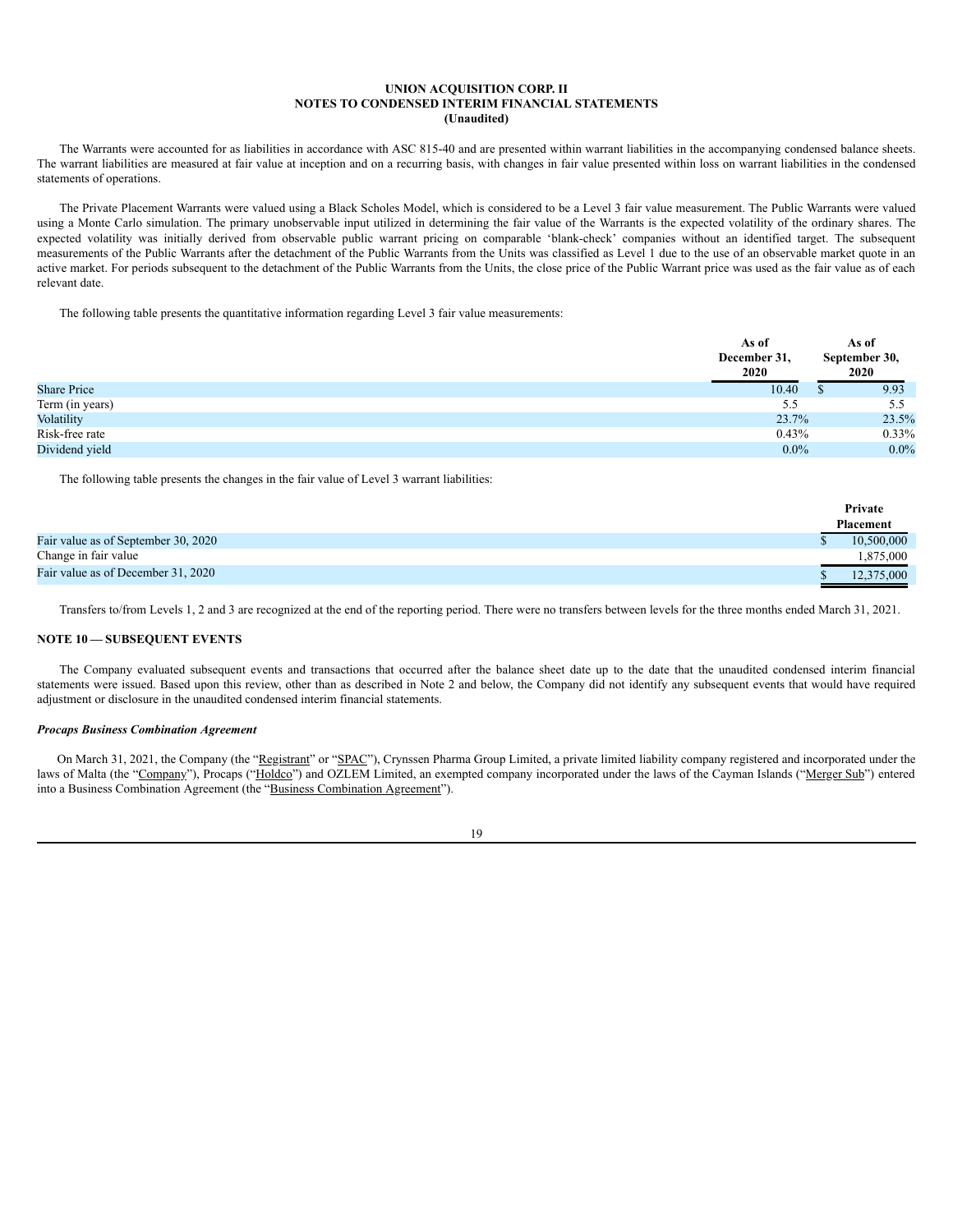**UNION ACQUISITION CORP. II**
**NOTES TO CONDENSED INTERIM FINANCIAL STATEMENTS**
**(Unaudited)**

The Warrants were accounted for as liabilities in accordance with ASC 815-40 and are presented within warrant liabilities in the accompanying condensed balance sheets. The warrant liabilities are measured at fair value at inception and on a recurring basis, with changes in fair value presented within loss on warrant liabilities in the condensed statements of operations.

The Private Placement Warrants were valued using a Black Scholes Model, which is considered to be a Level 3 fair value measurement. The Public Warrants were valued using a Monte Carlo simulation. The primary unobservable input utilized in determining the fair value of the Warrants is the expected volatility of the ordinary shares. The expected volatility was initially derived from observable public warrant pricing on comparable 'blank-check' companies without an identified target. The subsequent measurements of the Public Warrants after the detachment of the Public Warrants from the Units was classified as Level 1 due to the use of an observable market quote in an active market. For periods subsequent to the detachment of the Public Warrants from the Units, the close price of the Public Warrant price was used as the fair value as of each relevant date.

The following table presents the quantitative information regarding Level 3 fair value measurements:

| | As of December 31, 2020 | As of September 30, 2020 |
|---|---|---|
| Share Price | 10.40 | $ 9.93 |
| Term (in years) | 5.5 | 5.5 |
| Volatility | 23.7% | 23.5% |
| Risk-free rate | 0.43% | 0.33% |
| Dividend yield | 0.0% | 0.0% |

The following table presents the changes in the fair value of Level 3 warrant liabilities:

| | Private Placement |
|---|---|
| Fair value as of September 30, 2020 | $ 10,500,000 |
| Change in fair value | 1,875,000 |
| Fair value as of December 31, 2020 | $ 12,375,000 |

Transfers to/from Levels 1, 2 and 3 are recognized at the end of the reporting period. There were no transfers between levels for the three months ended March 31, 2021.

## NOTE 10 — SUBSEQUENT EVENTS

The Company evaluated subsequent events and transactions that occurred after the balance sheet date up to the date that the unaudited condensed interim financial statements were issued. Based upon this review, other than as described in Note 2 and below, the Company did not identify any subsequent events that would have required adjustment or disclosure in the unaudited condensed interim financial statements.

***Procaps Business Combination Agreement***

On March 31, 2021, the Company (the "Registrant" or "SPAC"), Crynssen Pharma Group Limited, a private limited liability company registered and incorporated under the laws of Malta (the "Company"), Procaps ("Holdco") and OZLEM Limited, an exempted company incorporated under the laws of the Cayman Islands ("Merger Sub") entered into a Business Combination Agreement (the "Business Combination Agreement").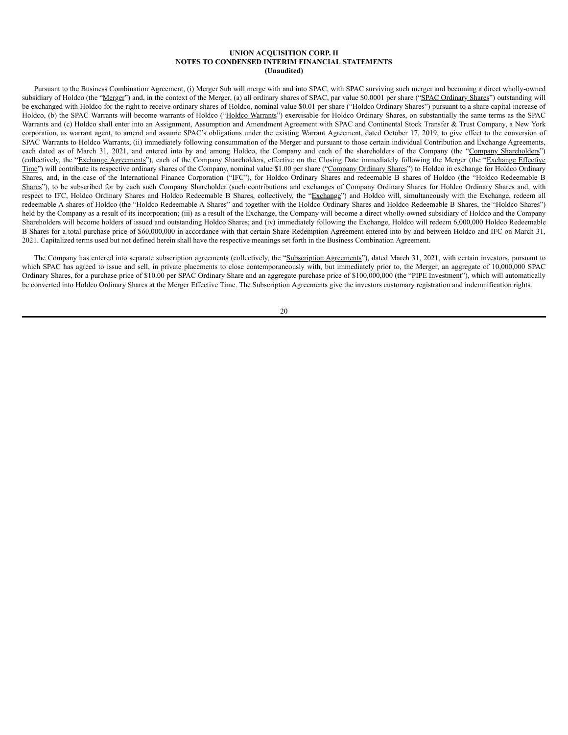**UNION ACQUISITION CORP. II**
**NOTES TO CONDENSED INTERIM FINANCIAL STATEMENTS**
**(Unaudited)**

Pursuant to the Business Combination Agreement, (i) Merger Sub will merge with and into SPAC, with SPAC surviving such merger and becoming a direct wholly-owned subsidiary of Holdco (the "Merger") and, in the context of the Merger, (a) all ordinary shares of SPAC, par value $0.0001 per share ("SPAC Ordinary Shares") outstanding will be exchanged with Holdco for the right to receive ordinary shares of Holdco, nominal value $0.01 per share ("Holdco Ordinary Shares") pursuant to a share capital increase of Holdco, (b) the SPAC Warrants will become warrants of Holdco ("Holdco Warrants") exercisable for Holdco Ordinary Shares, on substantially the same terms as the SPAC Warrants and (c) Holdco shall enter into an Assignment, Assumption and Amendment Agreement with SPAC and Continental Stock Transfer & Trust Company, a New York corporation, as warrant agent, to amend and assume SPAC's obligations under the existing Warrant Agreement, dated October 17, 2019, to give effect to the conversion of SPAC Warrants to Holdco Warrants; (ii) immediately following consummation of the Merger and pursuant to those certain individual Contribution and Exchange Agreements, each dated as of March 31, 2021, and entered into by and among Holdco, the Company and each of the shareholders of the Company (the "Company Shareholders") (collectively, the "Exchange Agreements"), each of the Company Shareholders, effective on the Closing Date immediately following the Merger (the "Exchange Effective Time") will contribute its respective ordinary shares of the Company, nominal value $1.00 per share ("Company Ordinary Shares") to Holdco in exchange for Holdco Ordinary Shares, and, in the case of the International Finance Corporation ("IFC"), for Holdco Ordinary Shares and redeemable B shares of Holdco (the "Holdco Redeemable B Shares"), to be subscribed for by each such Company Shareholder (such contributions and exchanges of Company Ordinary Shares for Holdco Ordinary Shares and, with respect to IFC, Holdco Ordinary Shares and Holdco Redeemable B Shares, collectively, the "Exchange") and Holdco will, simultaneously with the Exchange, redeem all redeemable A shares of Holdco (the "Holdco Redeemable A Shares" and together with the Holdco Ordinary Shares and Holdco Redeemable B Shares, the "Holdco Shares") held by the Company as a result of its incorporation; (iii) as a result of the Exchange, the Company will become a direct wholly-owned subsidiary of Holdco and the Company Shareholders will become holders of issued and outstanding Holdco Shares; and (iv) immediately following the Exchange, Holdco will redeem 6,000,000 Holdco Redeemable B Shares for a total purchase price of $60,000,000 in accordance with that certain Share Redemption Agreement entered into by and between Holdco and IFC on March 31, 2021. Capitalized terms used but not defined herein shall have the respective meanings set forth in the Business Combination Agreement.

The Company has entered into separate subscription agreements (collectively, the "Subscription Agreements"), dated March 31, 2021, with certain investors, pursuant to which SPAC has agreed to issue and sell, in private placements to close contemporaneously with, but immediately prior to, the Merger, an aggregate of 10,000,000 SPAC Ordinary Shares, for a purchase price of $10.00 per SPAC Ordinary Share and an aggregate purchase price of $100,000,000 (the "PIPE Investment"), which will automatically be converted into Holdco Ordinary Shares at the Merger Effective Time. The Subscription Agreements give the investors customary registration and indemnification rights.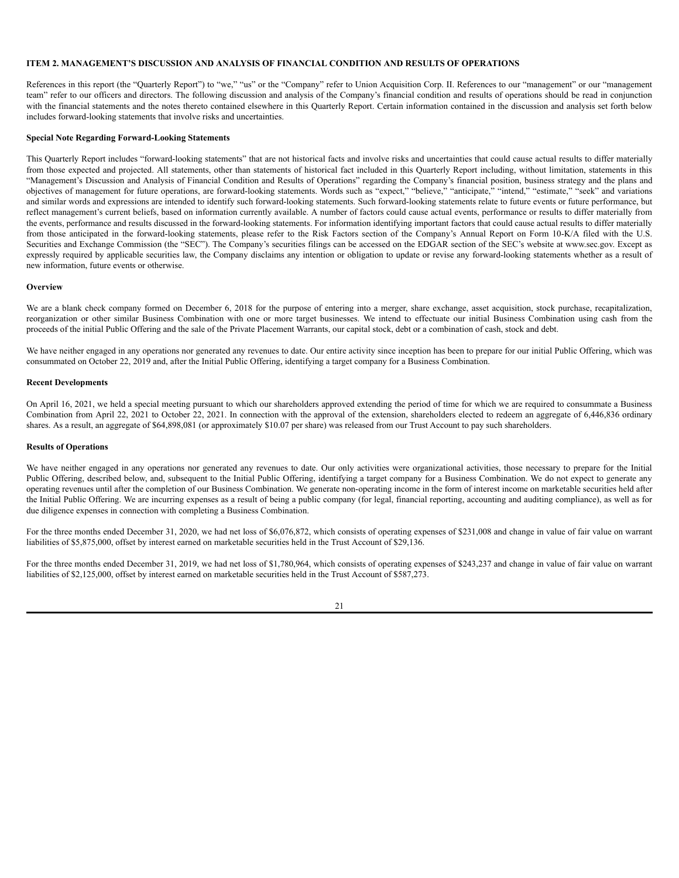## ITEM 2. MANAGEMENT'S DISCUSSION AND ANALYSIS OF FINANCIAL CONDITION AND RESULTS OF OPERATIONS

References in this report (the "Quarterly Report") to "we," "us" or the "Company" refer to Union Acquisition Corp. II. References to our "management" or our "management team" refer to our officers and directors. The following discussion and analysis of the Company's financial condition and results of operations should be read in conjunction with the financial statements and the notes thereto contained elsewhere in this Quarterly Report. Certain information contained in the discussion and analysis set forth below includes forward-looking statements that involve risks and uncertainties.

**Special Note Regarding Forward-Looking Statements**

This Quarterly Report includes "forward-looking statements" that are not historical facts and involve risks and uncertainties that could cause actual results to differ materially from those expected and projected. All statements, other than statements of historical fact included in this Quarterly Report including, without limitation, statements in this "Management's Discussion and Analysis of Financial Condition and Results of Operations" regarding the Company's financial position, business strategy and the plans and objectives of management for future operations, are forward-looking statements. Words such as "expect," "believe," "anticipate," "intend," "estimate," "seek" and variations and similar words and expressions are intended to identify such forward-looking statements. Such forward-looking statements relate to future events or future performance, but reflect management's current beliefs, based on information currently available. A number of factors could cause actual events, performance or results to differ materially from the events, performance and results discussed in the forward-looking statements. For information identifying important factors that could cause actual results to differ materially from those anticipated in the forward-looking statements, please refer to the Risk Factors section of the Company's Annual Report on Form 10-K/A filed with the U.S. Securities and Exchange Commission (the "SEC"). The Company's securities filings can be accessed on the EDGAR section of the SEC's website at www.sec.gov. Except as expressly required by applicable securities law, the Company disclaims any intention or obligation to update or revise any forward-looking statements whether as a result of new information, future events or otherwise.

**Overview**

We are a blank check company formed on December 6, 2018 for the purpose of entering into a merger, share exchange, asset acquisition, stock purchase, recapitalization, reorganization or other similar Business Combination with one or more target businesses. We intend to effectuate our initial Business Combination using cash from the proceeds of the initial Public Offering and the sale of the Private Placement Warrants, our capital stock, debt or a combination of cash, stock and debt.

We have neither engaged in any operations nor generated any revenues to date. Our entire activity since inception has been to prepare for our initial Public Offering, which was consummated on October 22, 2019 and, after the Initial Public Offering, identifying a target company for a Business Combination.

**Recent Developments**

On April 16, 2021, we held a special meeting pursuant to which our shareholders approved extending the period of time for which we are required to consummate a Business Combination from April 22, 2021 to October 22, 2021. In connection with the approval of the extension, shareholders elected to redeem an aggregate of 6,446,836 ordinary shares. As a result, an aggregate of $64,898,081 (or approximately $10.07 per share) was released from our Trust Account to pay such shareholders.

**Results of Operations**

We have neither engaged in any operations nor generated any revenues to date. Our only activities were organizational activities, those necessary to prepare for the Initial Public Offering, described below, and, subsequent to the Initial Public Offering, identifying a target company for a Business Combination. We do not expect to generate any operating revenues until after the completion of our Business Combination. We generate non-operating income in the form of interest income on marketable securities held after the Initial Public Offering. We are incurring expenses as a result of being a public company (for legal, financial reporting, accounting and auditing compliance), as well as for due diligence expenses in connection with completing a Business Combination.

For the three months ended December 31, 2020, we had net loss of $6,076,872, which consists of operating expenses of $231,008 and change in value of fair value on warrant liabilities of $5,875,000, offset by interest earned on marketable securities held in the Trust Account of $29,136.

For the three months ended December 31, 2019, we had net loss of $1,780,964, which consists of operating expenses of $243,237 and change in value of fair value on warrant liabilities of $2,125,000, offset by interest earned on marketable securities held in the Trust Account of $587,273.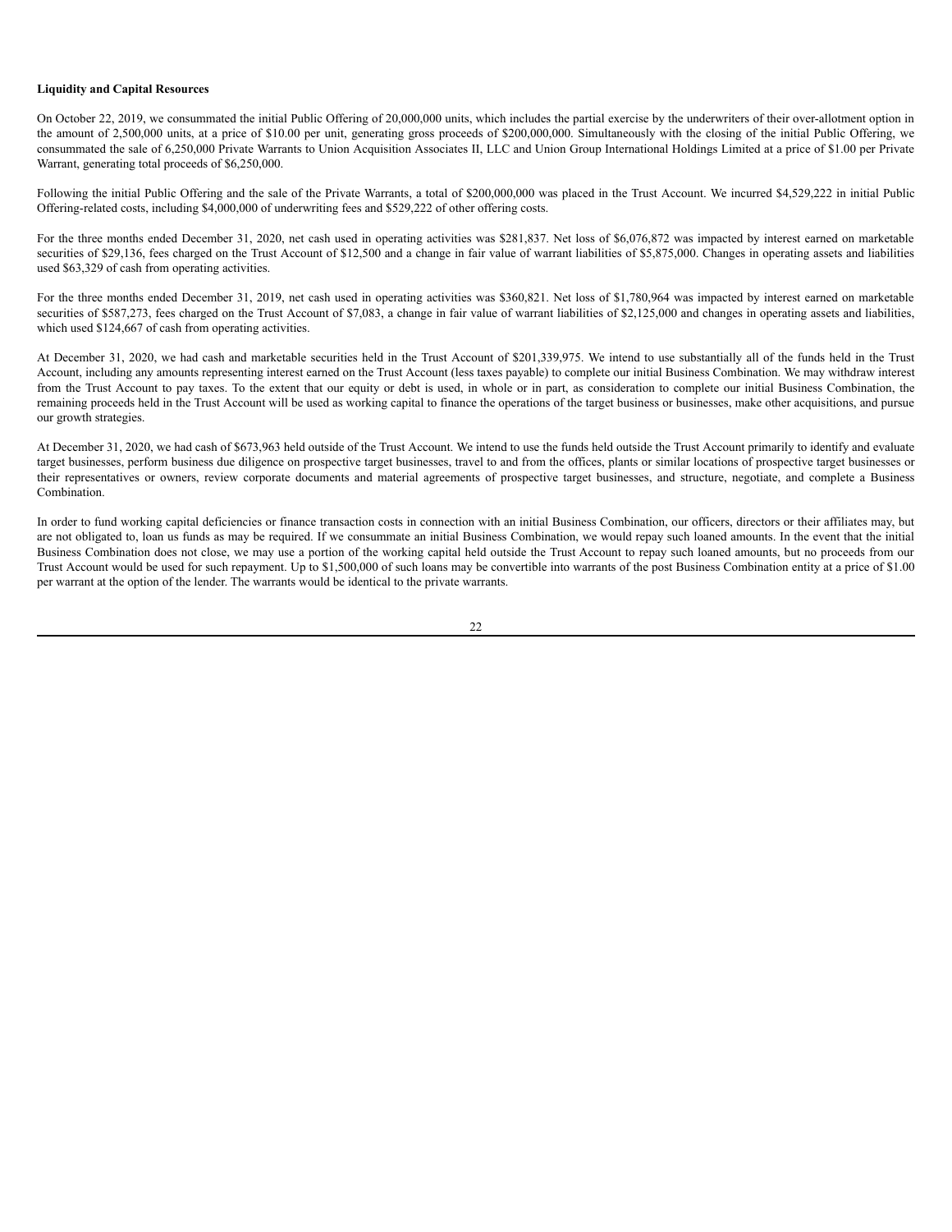**Liquidity and Capital Resources**

On October 22, 2019, we consummated the initial Public Offering of 20,000,000 units, which includes the partial exercise by the underwriters of their over-allotment option in the amount of 2,500,000 units, at a price of $10.00 per unit, generating gross proceeds of $200,000,000. Simultaneously with the closing of the initial Public Offering, we consummated the sale of 6,250,000 Private Warrants to Union Acquisition Associates II, LLC and Union Group International Holdings Limited at a price of $1.00 per Private Warrant, generating total proceeds of $6,250,000.

Following the initial Public Offering and the sale of the Private Warrants, a total of $200,000,000 was placed in the Trust Account. We incurred $4,529,222 in initial Public Offering-related costs, including $4,000,000 of underwriting fees and $529,222 of other offering costs.

For the three months ended December 31, 2020, net cash used in operating activities was $281,837. Net loss of $6,076,872 was impacted by interest earned on marketable securities of $29,136, fees charged on the Trust Account of $12,500 and a change in fair value of warrant liabilities of $5,875,000. Changes in operating assets and liabilities used $63,329 of cash from operating activities.

For the three months ended December 31, 2019, net cash used in operating activities was $360,821. Net loss of $1,780,964 was impacted by interest earned on marketable securities of $587,273, fees charged on the Trust Account of $7,083, a change in fair value of warrant liabilities of $2,125,000 and changes in operating assets and liabilities, which used $124,667 of cash from operating activities.

At December 31, 2020, we had cash and marketable securities held in the Trust Account of $201,339,975. We intend to use substantially all of the funds held in the Trust Account, including any amounts representing interest earned on the Trust Account (less taxes payable) to complete our initial Business Combination. We may withdraw interest from the Trust Account to pay taxes. To the extent that our equity or debt is used, in whole or in part, as consideration to complete our initial Business Combination, the remaining proceeds held in the Trust Account will be used as working capital to finance the operations of the target business or businesses, make other acquisitions, and pursue our growth strategies.

At December 31, 2020, we had cash of $673,963 held outside of the Trust Account. We intend to use the funds held outside the Trust Account primarily to identify and evaluate target businesses, perform business due diligence on prospective target businesses, travel to and from the offices, plants or similar locations of prospective target businesses or their representatives or owners, review corporate documents and material agreements of prospective target businesses, and structure, negotiate, and complete a Business Combination.

In order to fund working capital deficiencies or finance transaction costs in connection with an initial Business Combination, our officers, directors or their affiliates may, but are not obligated to, loan us funds as may be required. If we consummate an initial Business Combination, we would repay such loaned amounts. In the event that the initial Business Combination does not close, we may use a portion of the working capital held outside the Trust Account to repay such loaned amounts, but no proceeds from our Trust Account would be used for such repayment. Up to $1,500,000 of such loans may be convertible into warrants of the post Business Combination entity at a price of $1.00 per warrant at the option of the lender. The warrants would be identical to the private warrants.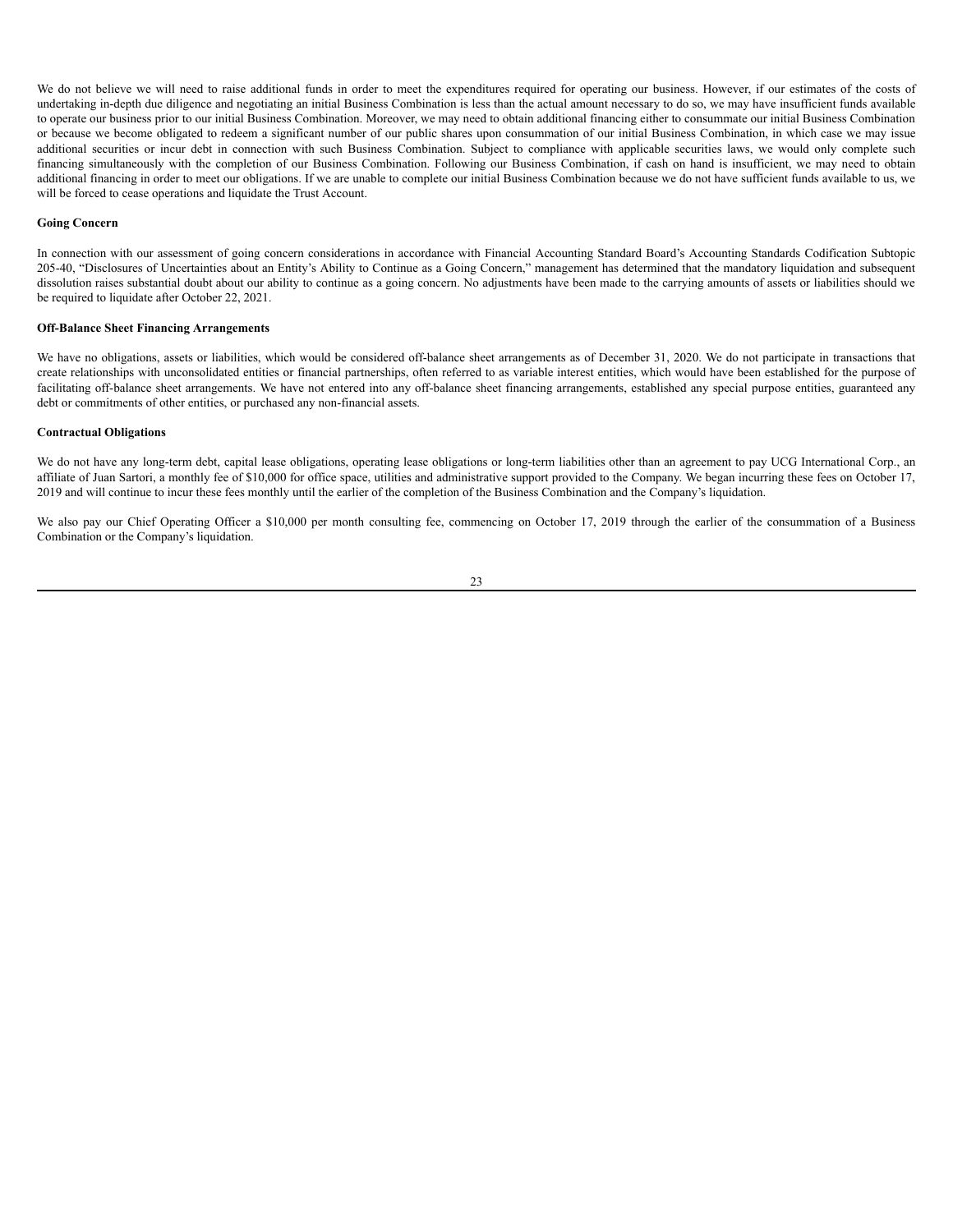We do not believe we will need to raise additional funds in order to meet the expenditures required for operating our business. However, if our estimates of the costs of undertaking in-depth due diligence and negotiating an initial Business Combination is less than the actual amount necessary to do so, we may have insufficient funds available to operate our business prior to our initial Business Combination. Moreover, we may need to obtain additional financing either to consummate our initial Business Combination or because we become obligated to redeem a significant number of our public shares upon consummation of our initial Business Combination, in which case we may issue additional securities or incur debt in connection with such Business Combination. Subject to compliance with applicable securities laws, we would only complete such financing simultaneously with the completion of our Business Combination. Following our Business Combination, if cash on hand is insufficient, we may need to obtain additional financing in order to meet our obligations. If we are unable to complete our initial Business Combination because we do not have sufficient funds available to us, we will be forced to cease operations and liquidate the Trust Account.

**Going Concern**

In connection with our assessment of going concern considerations in accordance with Financial Accounting Standard Board's Accounting Standards Codification Subtopic 205-40, "Disclosures of Uncertainties about an Entity's Ability to Continue as a Going Concern," management has determined that the mandatory liquidation and subsequent dissolution raises substantial doubt about our ability to continue as a going concern. No adjustments have been made to the carrying amounts of assets or liabilities should we be required to liquidate after October 22, 2021.

**Off-Balance Sheet Financing Arrangements**

We have no obligations, assets or liabilities, which would be considered off-balance sheet arrangements as of December 31, 2020. We do not participate in transactions that create relationships with unconsolidated entities or financial partnerships, often referred to as variable interest entities, which would have been established for the purpose of facilitating off-balance sheet arrangements. We have not entered into any off-balance sheet financing arrangements, established any special purpose entities, guaranteed any debt or commitments of other entities, or purchased any non-financial assets.

**Contractual Obligations**

We do not have any long-term debt, capital lease obligations, operating lease obligations or long-term liabilities other than an agreement to pay UCG International Corp., an affiliate of Juan Sartori, a monthly fee of $10,000 for office space, utilities and administrative support provided to the Company. We began incurring these fees on October 17, 2019 and will continue to incur these fees monthly until the earlier of the completion of the Business Combination and the Company's liquidation.

We also pay our Chief Operating Officer a $10,000 per month consulting fee, commencing on October 17, 2019 through the earlier of the consummation of a Business Combination or the Company's liquidation.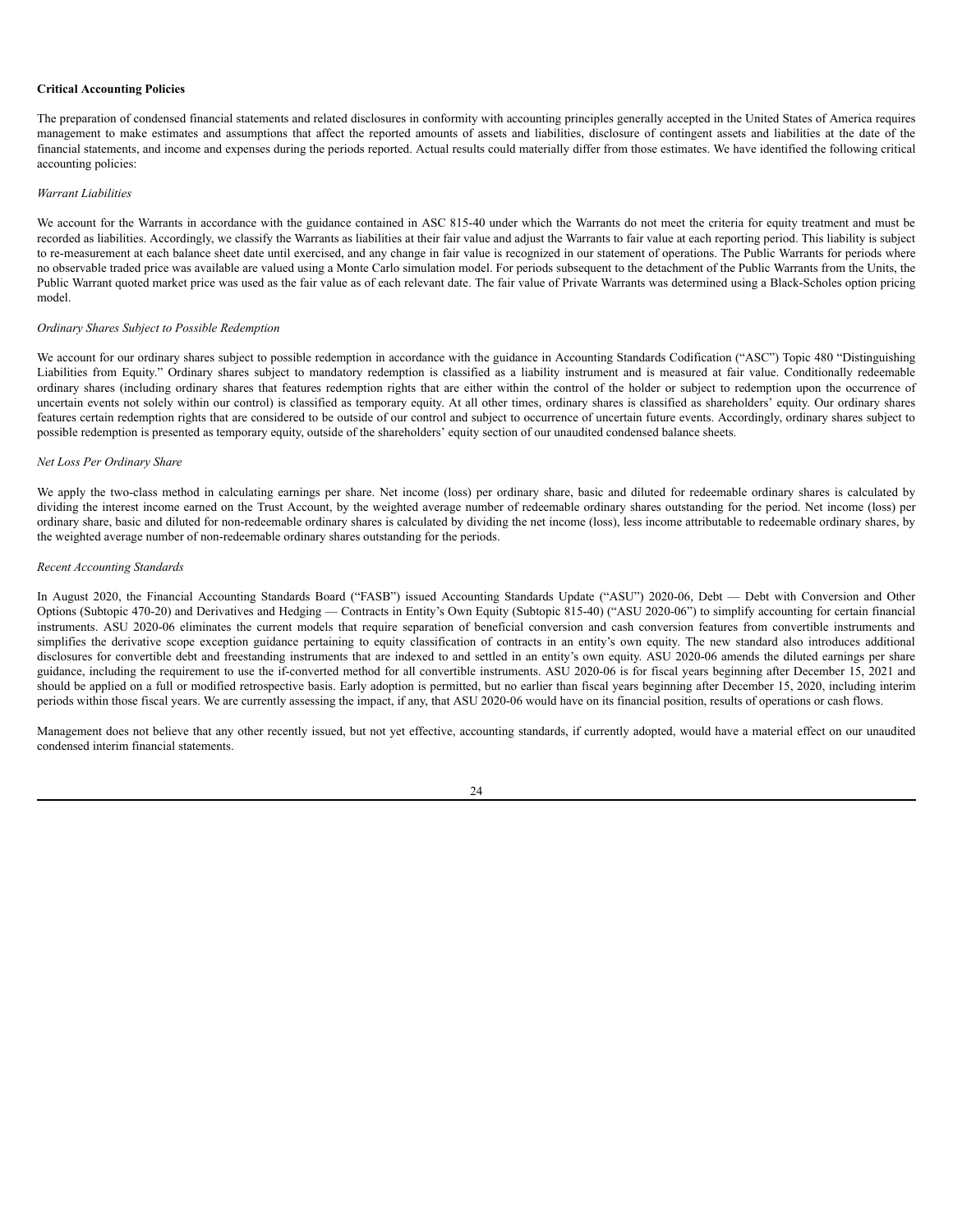**Critical Accounting Policies**

The preparation of condensed financial statements and related disclosures in conformity with accounting principles generally accepted in the United States of America requires management to make estimates and assumptions that affect the reported amounts of assets and liabilities, disclosure of contingent assets and liabilities at the date of the financial statements, and income and expenses during the periods reported. Actual results could materially differ from those estimates. We have identified the following critical accounting policies:

*Warrant Liabilities*

We account for the Warrants in accordance with the guidance contained in ASC 815-40 under which the Warrants do not meet the criteria for equity treatment and must be recorded as liabilities. Accordingly, we classify the Warrants as liabilities at their fair value and adjust the Warrants to fair value at each reporting period. This liability is subject to re-measurement at each balance sheet date until exercised, and any change in fair value is recognized in our statement of operations. The Public Warrants for periods where no observable traded price was available are valued using a Monte Carlo simulation model. For periods subsequent to the detachment of the Public Warrants from the Units, the Public Warrant quoted market price was used as the fair value as of each relevant date. The fair value of Private Warrants was determined using a Black-Scholes option pricing model.

*Ordinary Shares Subject to Possible Redemption*

We account for our ordinary shares subject to possible redemption in accordance with the guidance in Accounting Standards Codification ("ASC") Topic 480 "Distinguishing Liabilities from Equity." Ordinary shares subject to mandatory redemption is classified as a liability instrument and is measured at fair value. Conditionally redeemable ordinary shares (including ordinary shares that features redemption rights that are either within the control of the holder or subject to redemption upon the occurrence of uncertain events not solely within our control) is classified as temporary equity. At all other times, ordinary shares is classified as shareholders' equity. Our ordinary shares features certain redemption rights that are considered to be outside of our control and subject to occurrence of uncertain future events. Accordingly, ordinary shares subject to possible redemption is presented as temporary equity, outside of the shareholders' equity section of our unaudited condensed balance sheets.

*Net Loss Per Ordinary Share*

We apply the two-class method in calculating earnings per share. Net income (loss) per ordinary share, basic and diluted for redeemable ordinary shares is calculated by dividing the interest income earned on the Trust Account, by the weighted average number of redeemable ordinary shares outstanding for the period. Net income (loss) per ordinary share, basic and diluted for non-redeemable ordinary shares is calculated by dividing the net income (loss), less income attributable to redeemable ordinary shares, by the weighted average number of non-redeemable ordinary shares outstanding for the periods.

*Recent Accounting Standards*

In August 2020, the Financial Accounting Standards Board ("FASB") issued Accounting Standards Update ("ASU") 2020-06, Debt — Debt with Conversion and Other Options (Subtopic 470-20) and Derivatives and Hedging — Contracts in Entity's Own Equity (Subtopic 815-40) ("ASU 2020-06") to simplify accounting for certain financial instruments. ASU 2020-06 eliminates the current models that require separation of beneficial conversion and cash conversion features from convertible instruments and simplifies the derivative scope exception guidance pertaining to equity classification of contracts in an entity's own equity. The new standard also introduces additional disclosures for convertible debt and freestanding instruments that are indexed to and settled in an entity's own equity. ASU 2020-06 amends the diluted earnings per share guidance, including the requirement to use the if-converted method for all convertible instruments. ASU 2020-06 is for fiscal years beginning after December 15, 2021 and should be applied on a full or modified retrospective basis. Early adoption is permitted, but no earlier than fiscal years beginning after December 15, 2020, including interim periods within those fiscal years. We are currently assessing the impact, if any, that ASU 2020-06 would have on its financial position, results of operations or cash flows.

Management does not believe that any other recently issued, but not yet effective, accounting standards, if currently adopted, would have a material effect on our unaudited condensed interim financial statements.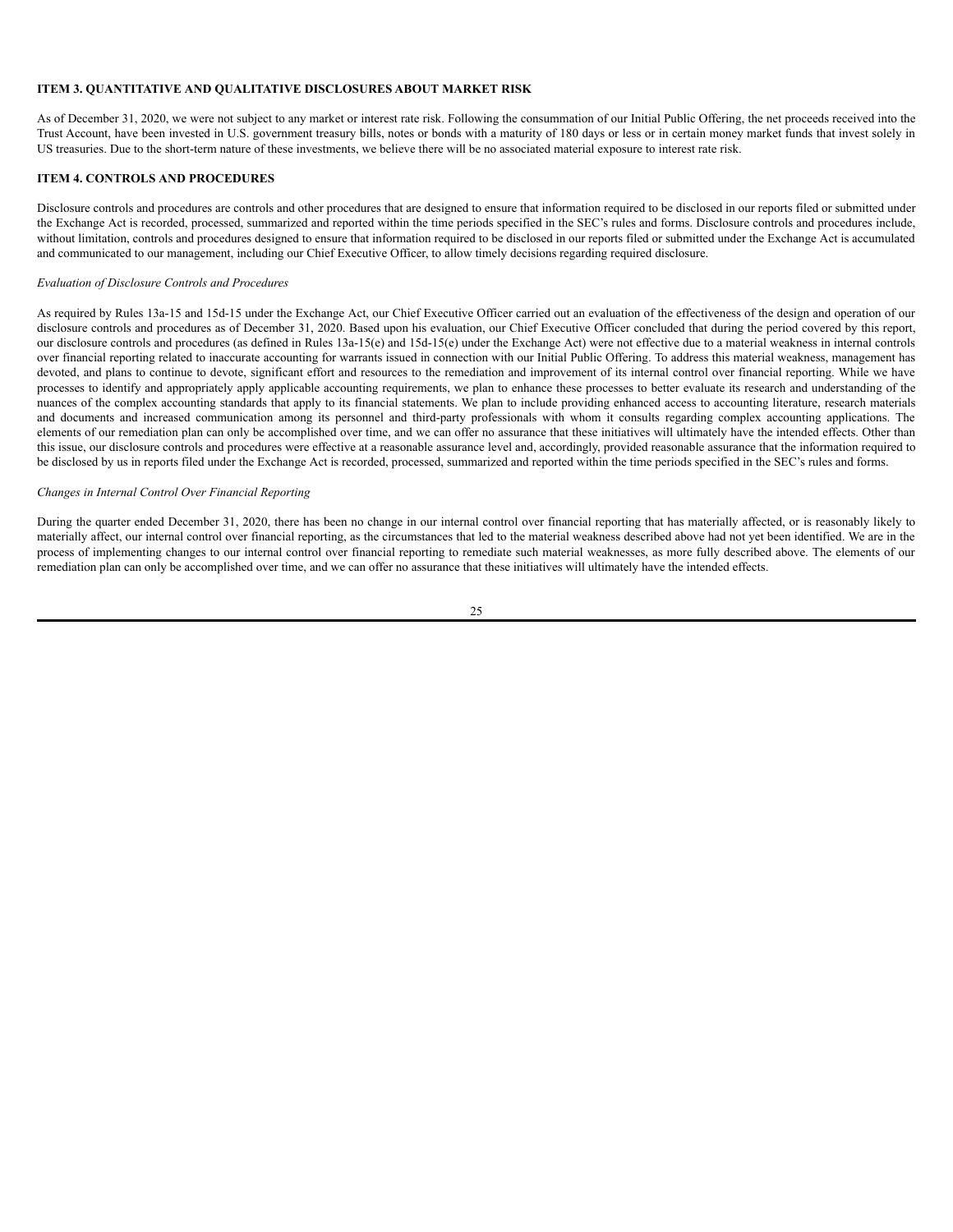## ITEM 3. QUANTITATIVE AND QUALITATIVE DISCLOSURES ABOUT MARKET RISK

As of December 31, 2020, we were not subject to any market or interest rate risk. Following the consummation of our Initial Public Offering, the net proceeds received into the Trust Account, have been invested in U.S. government treasury bills, notes or bonds with a maturity of 180 days or less or in certain money market funds that invest solely in US treasuries. Due to the short-term nature of these investments, we believe there will be no associated material exposure to interest rate risk.

## ITEM 4. CONTROLS AND PROCEDURES

Disclosure controls and procedures are controls and other procedures that are designed to ensure that information required to be disclosed in our reports filed or submitted under the Exchange Act is recorded, processed, summarized and reported within the time periods specified in the SEC's rules and forms. Disclosure controls and procedures include, without limitation, controls and procedures designed to ensure that information required to be disclosed in our reports filed or submitted under the Exchange Act is accumulated and communicated to our management, including our Chief Executive Officer, to allow timely decisions regarding required disclosure.

*Evaluation of Disclosure Controls and Procedures*

As required by Rules 13a-15 and 15d-15 under the Exchange Act, our Chief Executive Officer carried out an evaluation of the effectiveness of the design and operation of our disclosure controls and procedures as of December 31, 2020. Based upon his evaluation, our Chief Executive Officer concluded that during the period covered by this report, our disclosure controls and procedures (as defined in Rules 13a-15(e) and 15d-15(e) under the Exchange Act) were not effective due to a material weakness in internal controls over financial reporting related to inaccurate accounting for warrants issued in connection with our Initial Public Offering. To address this material weakness, management has devoted, and plans to continue to devote, significant effort and resources to the remediation and improvement of its internal control over financial reporting. While we have processes to identify and appropriately apply applicable accounting requirements, we plan to enhance these processes to better evaluate its research and understanding of the nuances of the complex accounting standards that apply to its financial statements. We plan to include providing enhanced access to accounting literature, research materials and documents and increased communication among its personnel and third-party professionals with whom it consults regarding complex accounting applications. The elements of our remediation plan can only be accomplished over time, and we can offer no assurance that these initiatives will ultimately have the intended effects. Other than this issue, our disclosure controls and procedures were effective at a reasonable assurance level and, accordingly, provided reasonable assurance that the information required to be disclosed by us in reports filed under the Exchange Act is recorded, processed, summarized and reported within the time periods specified in the SEC's rules and forms.

*Changes in Internal Control Over Financial Reporting*

During the quarter ended December 31, 2020, there has been no change in our internal control over financial reporting that has materially affected, or is reasonably likely to materially affect, our internal control over financial reporting, as the circumstances that led to the material weakness described above had not yet been identified. We are in the process of implementing changes to our internal control over financial reporting to remediate such material weaknesses, as more fully described above. The elements of our remediation plan can only be accomplished over time, and we can offer no assurance that these initiatives will ultimately have the intended effects.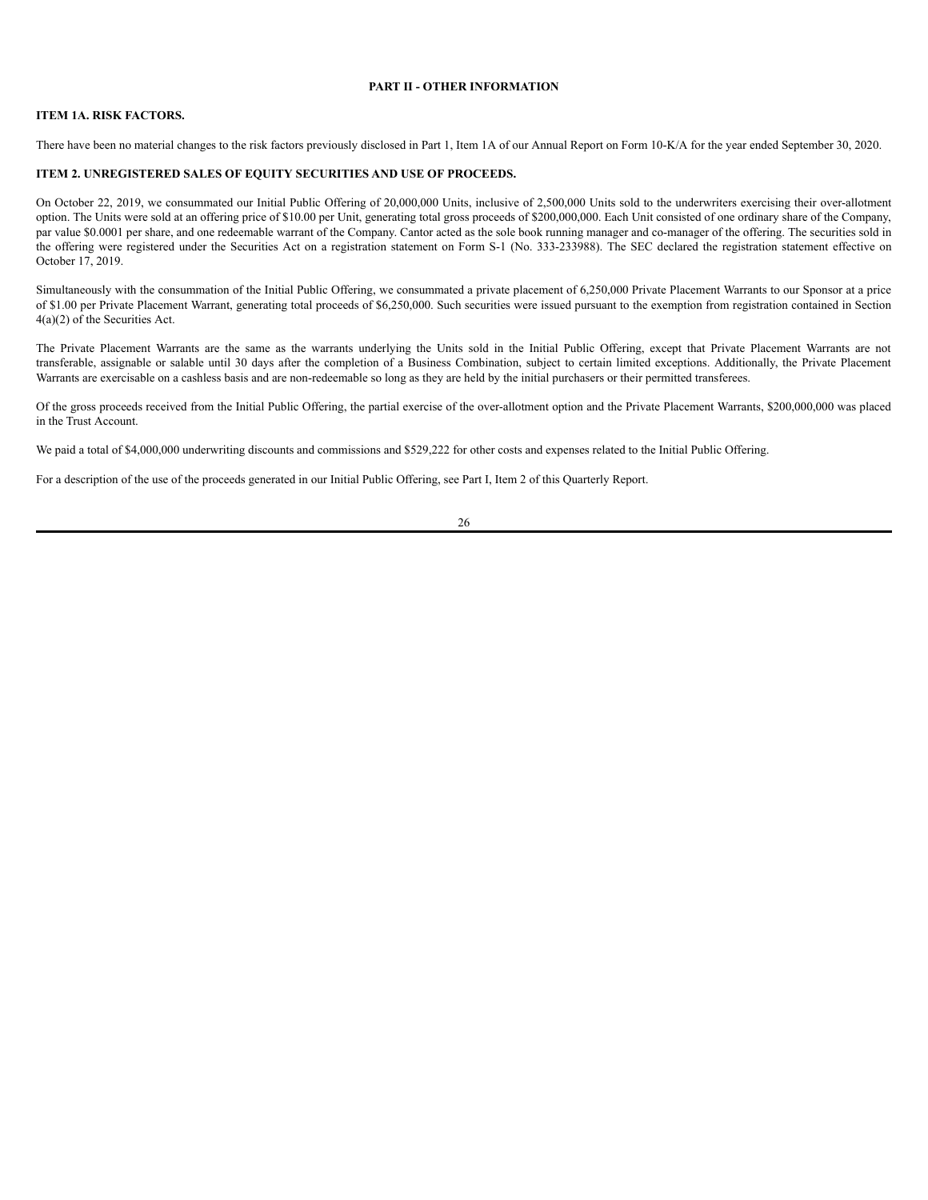# PART II - OTHER INFORMATION

## ITEM 1A. RISK FACTORS.

There have been no material changes to the risk factors previously disclosed in Part 1, Item 1A of our Annual Report on Form 10-K/A for the year ended September 30, 2020.

## ITEM 2. UNREGISTERED SALES OF EQUITY SECURITIES AND USE OF PROCEEDS.

On October 22, 2019, we consummated our Initial Public Offering of 20,000,000 Units, inclusive of 2,500,000 Units sold to the underwriters exercising their over-allotment option. The Units were sold at an offering price of $10.00 per Unit, generating total gross proceeds of $200,000,000. Each Unit consisted of one ordinary share of the Company, par value $0.0001 per share, and one redeemable warrant of the Company. Cantor acted as the sole book running manager and co-manager of the offering. The securities sold in the offering were registered under the Securities Act on a registration statement on Form S-1 (No. 333-233988). The SEC declared the registration statement effective on October 17, 2019.

Simultaneously with the consummation of the Initial Public Offering, we consummated a private placement of 6,250,000 Private Placement Warrants to our Sponsor at a price of $1.00 per Private Placement Warrant, generating total proceeds of $6,250,000. Such securities were issued pursuant to the exemption from registration contained in Section 4(a)(2) of the Securities Act.

The Private Placement Warrants are the same as the warrants underlying the Units sold in the Initial Public Offering, except that Private Placement Warrants are not transferable, assignable or salable until 30 days after the completion of a Business Combination, subject to certain limited exceptions. Additionally, the Private Placement Warrants are exercisable on a cashless basis and are non-redeemable so long as they are held by the initial purchasers or their permitted transferees.

Of the gross proceeds received from the Initial Public Offering, the partial exercise of the over-allotment option and the Private Placement Warrants, $200,000,000 was placed in the Trust Account.

We paid a total of $4,000,000 underwriting discounts and commissions and $529,222 for other costs and expenses related to the Initial Public Offering.

For a description of the use of the proceeds generated in our Initial Public Offering, see Part I, Item 2 of this Quarterly Report.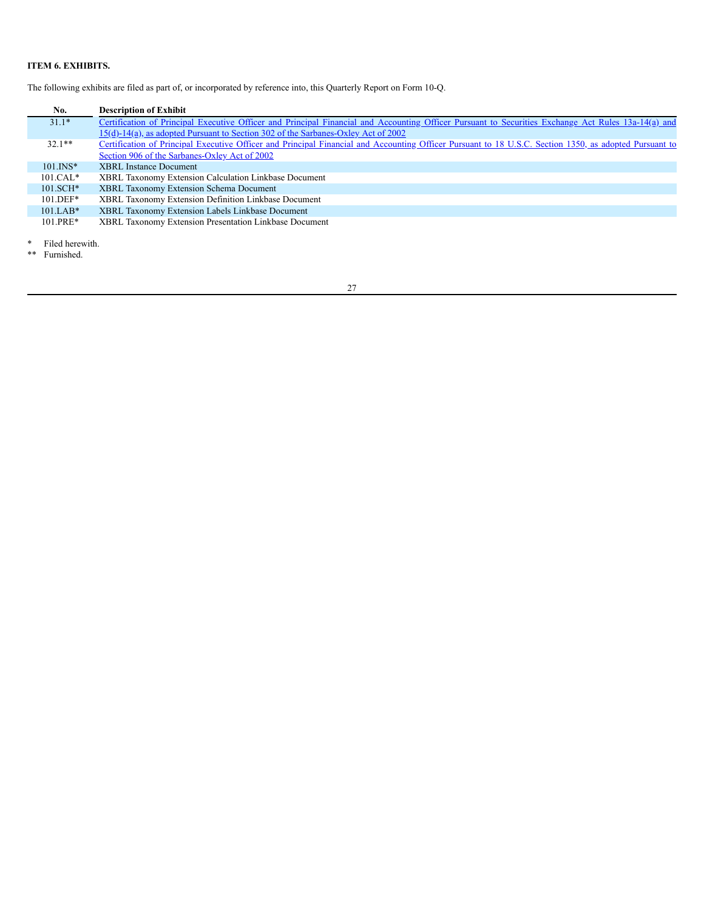**ITEM 6. EXHIBITS.**

The following exhibits are filed as part of, or incorporated by reference into, this Quarterly Report on Form 10-Q.

| No. | Description of Exhibit |
|---|---|
| 31.1* | Certification of Principal Executive Officer and Principal Financial and Accounting Officer Pursuant to Securities Exchange Act Rules 13a-14(a) and 15(d)-14(a), as adopted Pursuant to Section 302 of the Sarbanes-Oxley Act of 2002 |
| 32.1** | Certification of Principal Executive Officer and Principal Financial and Accounting Officer Pursuant to 18 U.S.C. Section 1350, as adopted Pursuant to Section 906 of the Sarbanes-Oxley Act of 2002 |
| 101.INS* | XBRL Instance Document |
| 101.CAL* | XBRL Taxonomy Extension Calculation Linkbase Document |
| 101.SCH* | XBRL Taxonomy Extension Schema Document |
| 101.DEF* | XBRL Taxonomy Extension Definition Linkbase Document |
| 101.LAB* | XBRL Taxonomy Extension Labels Linkbase Document |
| 101.PRE* | XBRL Taxonomy Extension Presentation Linkbase Document |

\* Filed herewith.

** Furnished.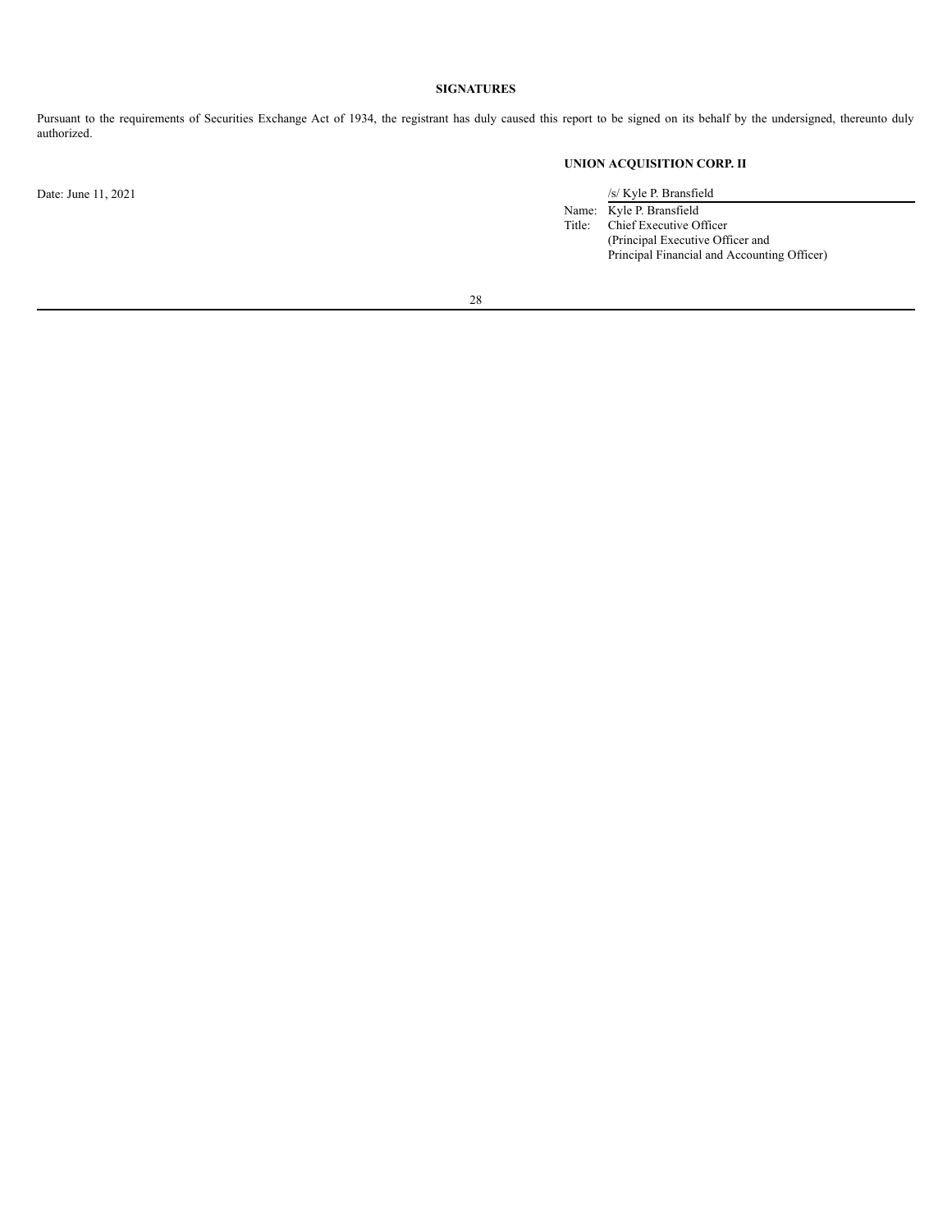**SIGNATURES**

Pursuant to the requirements of Securities Exchange Act of 1934, the registrant has duly caused this report to be signed on its behalf by the undersigned, thereunto duly authorized.

**UNION ACQUISITION CORP. II**

Date: June 11, 2021

/s/ Kyle P. Bransfield

Name: Kyle P. Bransfield
Title: Chief Executive Officer
(Principal Executive Officer and
Principal Financial and Accounting Officer)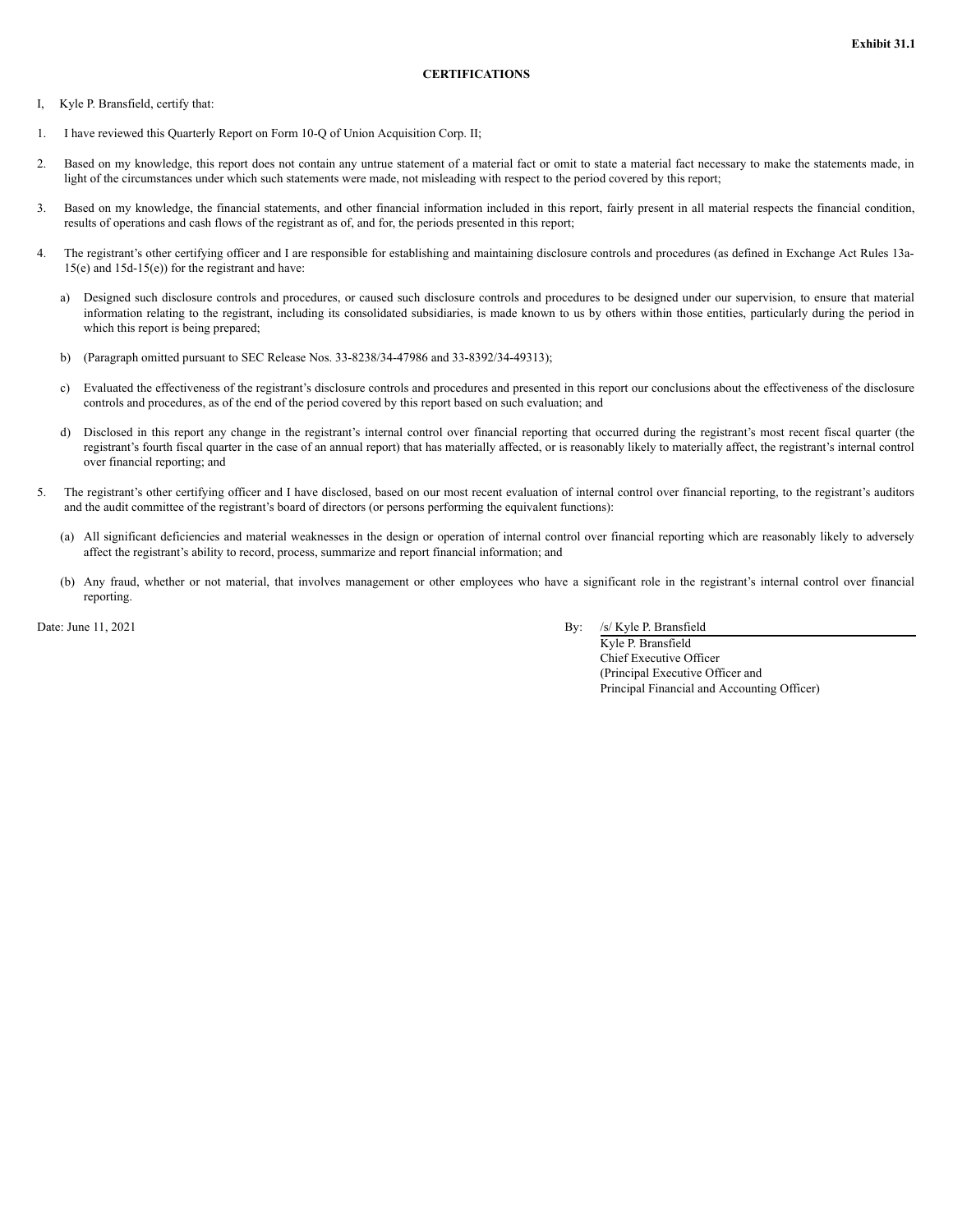**Exhibit 31.1**

**CERTIFICATIONS**

I, Kyle P. Bransfield, certify that:

1. I have reviewed this Quarterly Report on Form 10-Q of Union Acquisition Corp. II;

2. Based on my knowledge, this report does not contain any untrue statement of a material fact or omit to state a material fact necessary to make the statements made, in light of the circumstances under which such statements were made, not misleading with respect to the period covered by this report;

3. Based on my knowledge, the financial statements, and other financial information included in this report, fairly present in all material respects the financial condition, results of operations and cash flows of the registrant as of, and for, the periods presented in this report;

4. The registrant's other certifying officer and I are responsible for establishing and maintaining disclosure controls and procedures (as defined in Exchange Act Rules 13a-15(e) and 15d-15(e)) for the registrant and have:

   a) Designed such disclosure controls and procedures, or caused such disclosure controls and procedures to be designed under our supervision, to ensure that material information relating to the registrant, including its consolidated subsidiaries, is made known to us by others within those entities, particularly during the period in which this report is being prepared;

   b) (Paragraph omitted pursuant to SEC Release Nos. 33-8238/34-47986 and 33-8392/34-49313);

   c) Evaluated the effectiveness of the registrant's disclosure controls and procedures and presented in this report our conclusions about the effectiveness of the disclosure controls and procedures, as of the end of the period covered by this report based on such evaluation; and

   d) Disclosed in this report any change in the registrant's internal control over financial reporting that occurred during the registrant's most recent fiscal quarter (the registrant's fourth fiscal quarter in the case of an annual report) that has materially affected, or is reasonably likely to materially affect, the registrant's internal control over financial reporting; and

5. The registrant's other certifying officer and I have disclosed, based on our most recent evaluation of internal control over financial reporting, to the registrant's auditors and the audit committee of the registrant's board of directors (or persons performing the equivalent functions):

   (a) All significant deficiencies and material weaknesses in the design or operation of internal control over financial reporting which are reasonably likely to adversely affect the registrant's ability to record, process, summarize and report financial information; and

   (b) Any fraud, whether or not material, that involves management or other employees who have a significant role in the registrant's internal control over financial reporting.

Date: June 11, 2021

By: /s/ Kyle P. Bransfield
Kyle P. Bransfield
Chief Executive Officer
(Principal Executive Officer and
Principal Financial and Accounting Officer)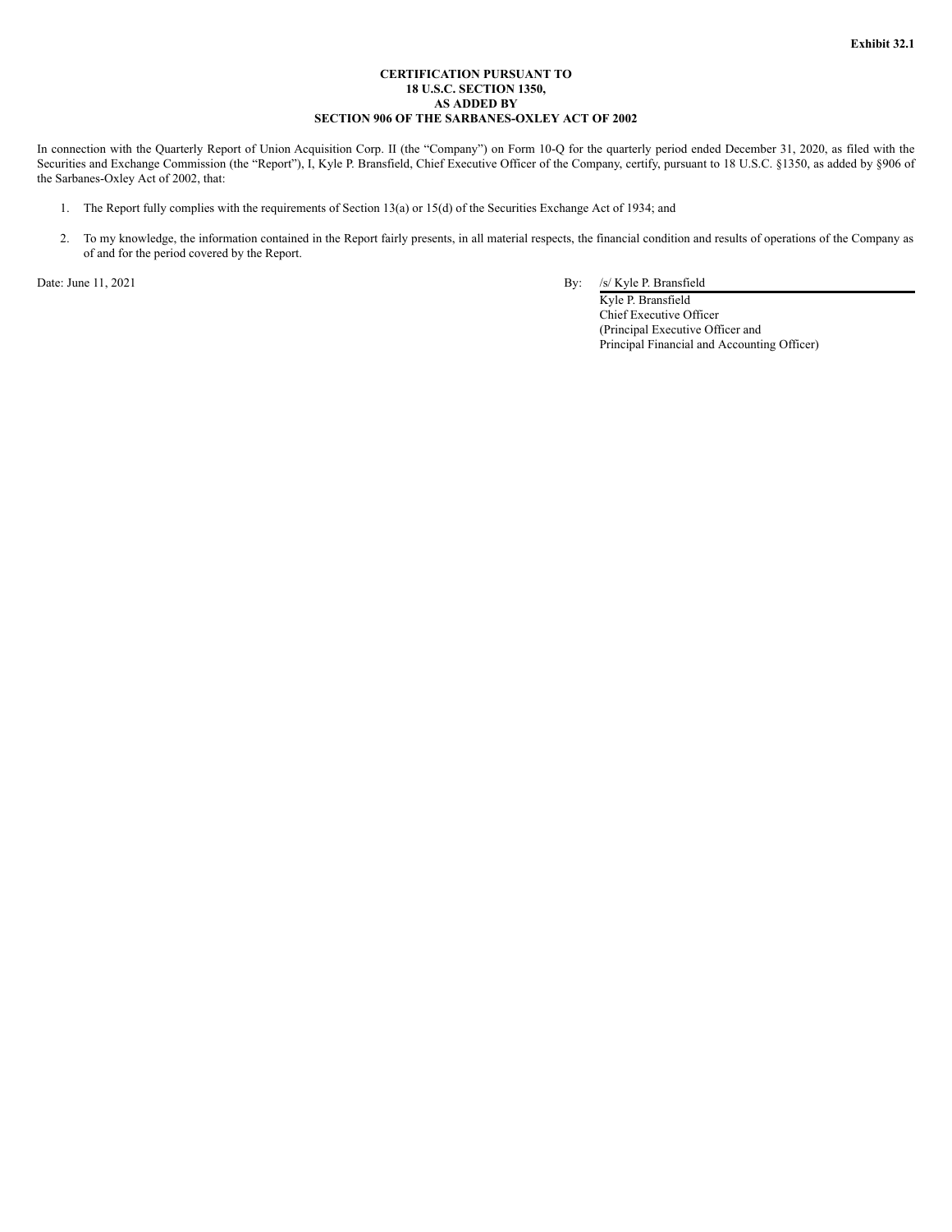**Exhibit 32.1**

**CERTIFICATION PURSUANT TO**
**18 U.S.C. SECTION 1350,**
**AS ADDED BY**
**SECTION 906 OF THE SARBANES-OXLEY ACT OF 2002**

In connection with the Quarterly Report of Union Acquisition Corp. II (the "Company") on Form 10-Q for the quarterly period ended December 31, 2020, as filed with the Securities and Exchange Commission (the "Report"), I, Kyle P. Bransfield, Chief Executive Officer of the Company, certify, pursuant to 18 U.S.C. §1350, as added by §906 of the Sarbanes-Oxley Act of 2002, that:

1. The Report fully complies with the requirements of Section 13(a) or 15(d) of the Securities Exchange Act of 1934; and
2. To my knowledge, the information contained in the Report fairly presents, in all material respects, the financial condition and results of operations of the Company as of and for the period covered by the Report.

Date: June 11, 2021

By: /s/ Kyle P. Bransfield
Kyle P. Bransfield
Chief Executive Officer
(Principal Executive Officer and
Principal Financial and Accounting Officer)